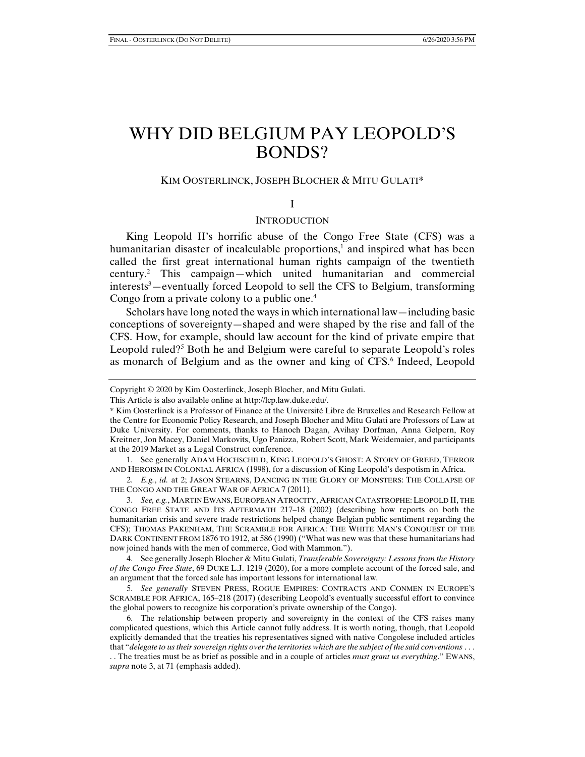# WHY DID BELGIUM PAY LEOPOLD'S BONDS?

KIM OOSTERLINCK, JOSEPH BLOCHER & MITU GULATI*

## I

## INTRODUCTION

King Leopold II's horrific abuse of the Congo Free State (CFS) was a humanitarian disaster of incalculable proportions,[1] and inspired what has been called the first great international human rights campaign of the twentieth century.[2] This campaign—which united humanitarian and commercial interests[3]—eventually forced Leopold to sell the CFS to Belgium, transforming Congo from a private colony to a public one.[4]

Scholars have long noted the ways in which international law—including basic conceptions of sovereignty—shaped and were shaped by the rise and fall of the CFS. How, for example, should law account for the kind of private empire that Leopold ruled?[5] Both he and Belgium were careful to separate Leopold's roles as monarch of Belgium and as the owner and king of CFS.[6] Indeed, Leopold

---

Copyright © 2020 by Kim Oosterlinck, Joseph Blocher, and Mitu Gulati.

This Article is also available online at http://lcp.law.duke.edu/.

\* Kim Oosterlinck is a Professor of Finance at the Université Libre de Bruxelles and Research Fellow at the Centre for Economic Policy Research, and Joseph Blocher and Mitu Gulati are Professors of Law at Duke University. For comments, thanks to Hanoch Dagan, Avihay Dorfman, Anna Gelpern, Roy Kreitner, Jon Macey, Daniel Markovits, Ugo Panizza, Robert Scott, Mark Weidemaier, and participants at the 2019 Market as a Legal Construct conference.

1. See generally ADAM HOCHSCHILD, KING LEOPOLD'S GHOST: A STORY OF GREED, TERROR AND HEROISM IN COLONIAL AFRICA (1998), for a discussion of King Leopold's despotism in Africa.

2. *E.g.*, *id.* at 2; JASON STEARNS, DANCING IN THE GLORY OF MONSTERS: THE COLLAPSE OF THE CONGO AND THE GREAT WAR OF AFRICA 7 (2011).

3. *See, e.g.*, MARTIN EWANS, EUROPEAN ATROCITY, AFRICAN CATASTROPHE: LEOPOLD II, THE CONGO FREE STATE AND ITS AFTERMATH 217–18 (2002) (describing how reports on both the humanitarian crisis and severe trade restrictions helped change Belgian public sentiment regarding the CFS); THOMAS PAKENHAM, THE SCRAMBLE FOR AFRICA: THE WHITE MAN'S CONQUEST OF THE DARK CONTINENT FROM 1876 TO 1912, at 586 (1990) ("What was new was that these humanitarians had now joined hands with the men of commerce, God with Mammon.").

4. See generally Joseph Blocher & Mitu Gulati, *Transferable Sovereignty: Lessons from the History of the Congo Free State*, 69 DUKE L.J. 1219 (2020), for a more complete account of the forced sale, and an argument that the forced sale has important lessons for international law.

5. *See generally* STEVEN PRESS, ROGUE EMPIRES: CONTRACTS AND CONMEN IN EUROPE'S SCRAMBLE FOR AFRICA, 165–218 (2017) (describing Leopold's eventually successful effort to convince the global powers to recognize his corporation's private ownership of the Congo).

6. The relationship between property and sovereignty in the context of the CFS raises many complicated questions, which this Article cannot fully address. It is worth noting, though, that Leopold explicitly demanded that the treaties his representatives signed with native Congolese included articles that "*delegate to us their sovereign rights over the territories which are the subject of the said conventions* . . . . . The treaties must be as brief as possible and in a couple of articles *must grant us everything*." EWANS, *supra* note 3, at 71 (emphasis added).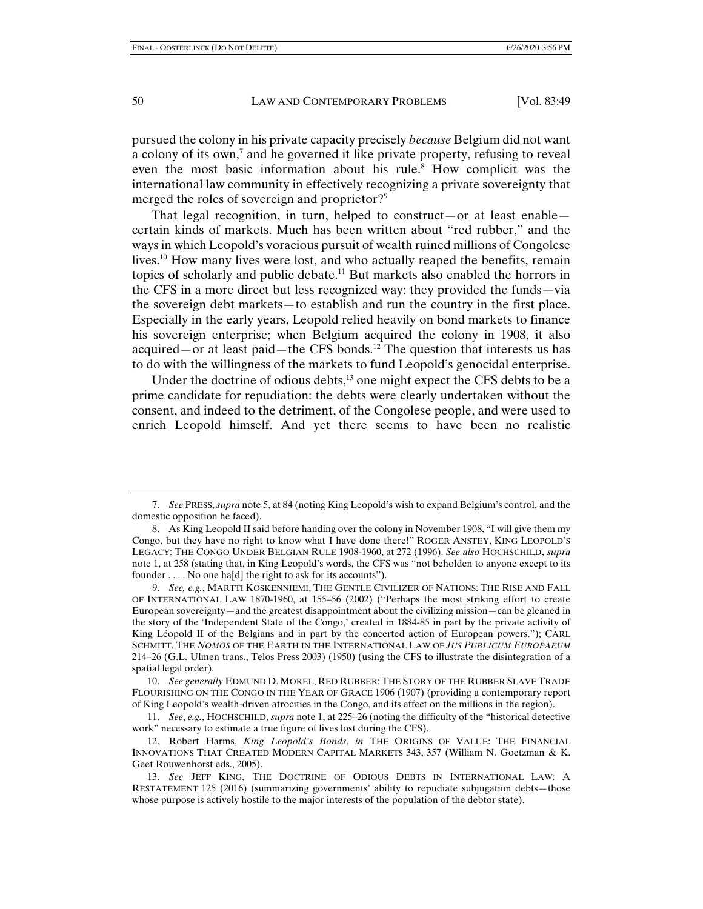pursued the colony in his private capacity precisely *because* Belgium did not want a colony of its own,[7] and he governed it like private property, refusing to reveal even the most basic information about his rule.[8] How complicit was the international law community in effectively recognizing a private sovereignty that merged the roles of sovereign and proprietor?[9]

That legal recognition, in turn, helped to construct—or at least enable—certain kinds of markets. Much has been written about "red rubber," and the ways in which Leopold's voracious pursuit of wealth ruined millions of Congolese lives.[10] How many lives were lost, and who actually reaped the benefits, remain topics of scholarly and public debate.[11] But markets also enabled the horrors in the CFS in a more direct but less recognized way: they provided the funds—via the sovereign debt markets—to establish and run the country in the first place. Especially in the early years, Leopold relied heavily on bond markets to finance his sovereign enterprise; when Belgium acquired the colony in 1908, it also acquired—or at least paid—the CFS bonds.[12] The question that interests us has to do with the willingness of the markets to fund Leopold's genocidal enterprise.

Under the doctrine of odious debts,[13] one might expect the CFS debts to be a prime candidate for repudiation: the debts were clearly undertaken without the consent, and indeed to the detriment, of the Congolese people, and were used to enrich Leopold himself. And yet there seems to have been no realistic

---

7. *See* PRESS, *supra* note 5, at 84 (noting King Leopold's wish to expand Belgium's control, and the domestic opposition he faced).

8. As King Leopold II said before handing over the colony in November 1908, "I will give them my Congo, but they have no right to know what I have done there!" ROGER ANSTEY, KING LEOPOLD'S LEGACY: THE CONGO UNDER BELGIAN RULE 1908-1960, at 272 (1996). *See also* HOCHSCHILD, *supra* note 1, at 258 (stating that, in King Leopold's words, the CFS was "not beholden to anyone except to its founder . . . . No one ha[d] the right to ask for its accounts").

9. *See, e.g.*, MARTTI KOSKENNIEMI, THE GENTLE CIVILIZER OF NATIONS: THE RISE AND FALL OF INTERNATIONAL LAW 1870-1960, at 155–56 (2002) ("Perhaps the most striking effort to create European sovereignty—and the greatest disappointment about the civilizing mission—can be gleaned in the story of the 'Independent State of the Congo,' created in 1884-85 in part by the private activity of King Léopold II of the Belgians and in part by the concerted action of European powers."); CARL SCHMITT, THE *NOMOS* OF THE EARTH IN THE INTERNATIONAL LAW OF *JUS PUBLICUM EUROPAEUM* 214–26 (G.L. Ulmen trans., Telos Press 2003) (1950) (using the CFS to illustrate the disintegration of a spatial legal order).

10. *See generally* EDMUND D. MOREL, RED RUBBER: THE STORY OF THE RUBBER SLAVE TRADE FLOURISHING ON THE CONGO IN THE YEAR OF GRACE 1906 (1907) (providing a contemporary report of King Leopold's wealth-driven atrocities in the Congo, and its effect on the millions in the region).

11. *See*, *e.g.*, HOCHSCHILD, *supra* note 1, at 225–26 (noting the difficulty of the "historical detective work" necessary to estimate a true figure of lives lost during the CFS).

12. Robert Harms, *King Leopold's Bonds*, *in* THE ORIGINS OF VALUE: THE FINANCIAL INNOVATIONS THAT CREATED MODERN CAPITAL MARKETS 343, 357 (William N. Goetzman & K. Geet Rouwenhorst eds., 2005).

13. *See* JEFF KING, THE DOCTRINE OF ODIOUS DEBTS IN INTERNATIONAL LAW: A RESTATEMENT 125 (2016) (summarizing governments' ability to repudiate subjugation debts—those whose purpose is actively hostile to the major interests of the population of the debtor state).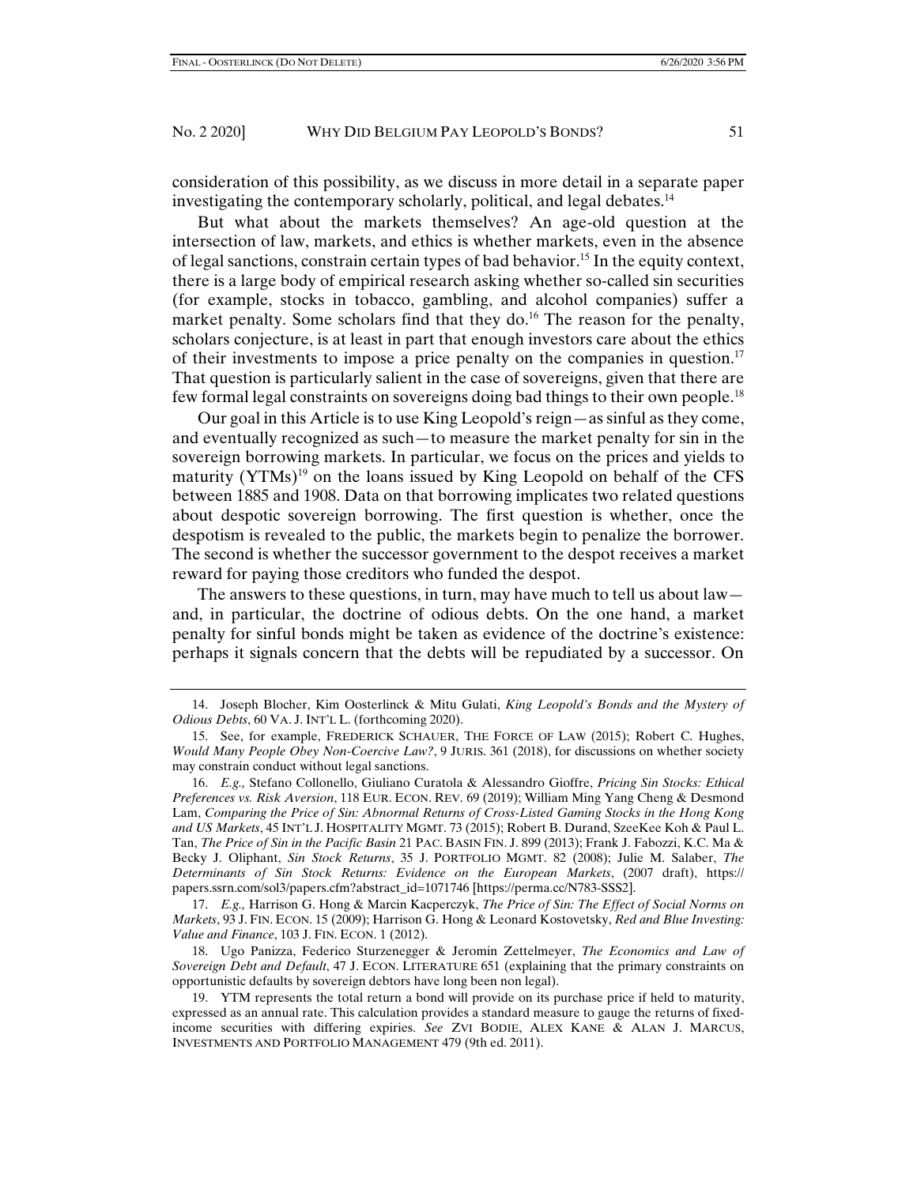consideration of this possibility, as we discuss in more detail in a separate paper investigating the contemporary scholarly, political, and legal debates.[14]

But what about the markets themselves? An age-old question at the intersection of law, markets, and ethics is whether markets, even in the absence of legal sanctions, constrain certain types of bad behavior.[15] In the equity context, there is a large body of empirical research asking whether so-called sin securities (for example, stocks in tobacco, gambling, and alcohol companies) suffer a market penalty. Some scholars find that they do.[16] The reason for the penalty, scholars conjecture, is at least in part that enough investors care about the ethics of their investments to impose a price penalty on the companies in question.[17] That question is particularly salient in the case of sovereigns, given that there are few formal legal constraints on sovereigns doing bad things to their own people.[18]

Our goal in this Article is to use King Leopold's reign—as sinful as they come, and eventually recognized as such—to measure the market penalty for sin in the sovereign borrowing markets. In particular, we focus on the prices and yields to maturity (YTMs)[19] on the loans issued by King Leopold on behalf of the CFS between 1885 and 1908. Data on that borrowing implicates two related questions about despotic sovereign borrowing. The first question is whether, once the despotism is revealed to the public, the markets begin to penalize the borrower. The second is whether the successor government to the despot receives a market reward for paying those creditors who funded the despot.

The answers to these questions, in turn, may have much to tell us about law—and, in particular, the doctrine of odious debts. On the one hand, a market penalty for sinful bonds might be taken as evidence of the doctrine's existence: perhaps it signals concern that the debts will be repudiated by a successor. On

---

14. Joseph Blocher, Kim Oosterlinck & Mitu Gulati, *King Leopold's Bonds and the Mystery of Odious Debts*, 60 VA. J. INT'L L. (forthcoming 2020).

15. See, for example, FREDERICK SCHAUER, THE FORCE OF LAW (2015); Robert C. Hughes, *Would Many People Obey Non-Coercive Law?*, 9 JURIS. 361 (2018), for discussions on whether society may constrain conduct without legal sanctions.

16. *E.g.,* Stefano Collonello, Giuliano Curatola & Alessandro Gioffre, *Pricing Sin Stocks: Ethical Preferences vs. Risk Aversion*, 118 EUR. ECON. REV. 69 (2019); William Ming Yang Cheng & Desmond Lam, *Comparing the Price of Sin: Abnormal Returns of Cross-Listed Gaming Stocks in the Hong Kong and US Markets*, 45 INT'L J. HOSPITALITY MGMT. 73 (2015); Robert B. Durand, SzeeKee Koh & Paul L. Tan, *The Price of Sin in the Pacific Basin* 21 PAC. BASIN FIN. J. 899 (2013); Frank J. Fabozzi, K.C. Ma & Becky J. Oliphant, *Sin Stock Returns*, 35 J. PORTFOLIO MGMT. 82 (2008); Julie M. Salaber, *The Determinants of Sin Stock Returns: Evidence on the European Markets*, (2007 draft), https://papers.ssrn.com/sol3/papers.cfm?abstract_id=1071746 [https://perma.cc/N783-SSS2].

17. *E.g.,* Harrison G. Hong & Marcin Kacperczyk, *The Price of Sin: The Effect of Social Norms on Markets*, 93 J. FIN. ECON. 15 (2009); Harrison G. Hong & Leonard Kostovetsky, *Red and Blue Investing: Value and Finance*, 103 J. FIN. ECON. 1 (2012).

18. Ugo Panizza, Federico Sturzenegger & Jeromin Zettelmeyer, *The Economics and Law of Sovereign Debt and Default*, 47 J. ECON. LITERATURE 651 (explaining that the primary constraints on opportunistic defaults by sovereign debtors have long been non legal).

19. YTM represents the total return a bond will provide on its purchase price if held to maturity, expressed as an annual rate. This calculation provides a standard measure to gauge the returns of fixed-income securities with differing expiries. *See* ZVI BODIE, ALEX KANE & ALAN J. MARCUS, INVESTMENTS AND PORTFOLIO MANAGEMENT 479 (9th ed. 2011).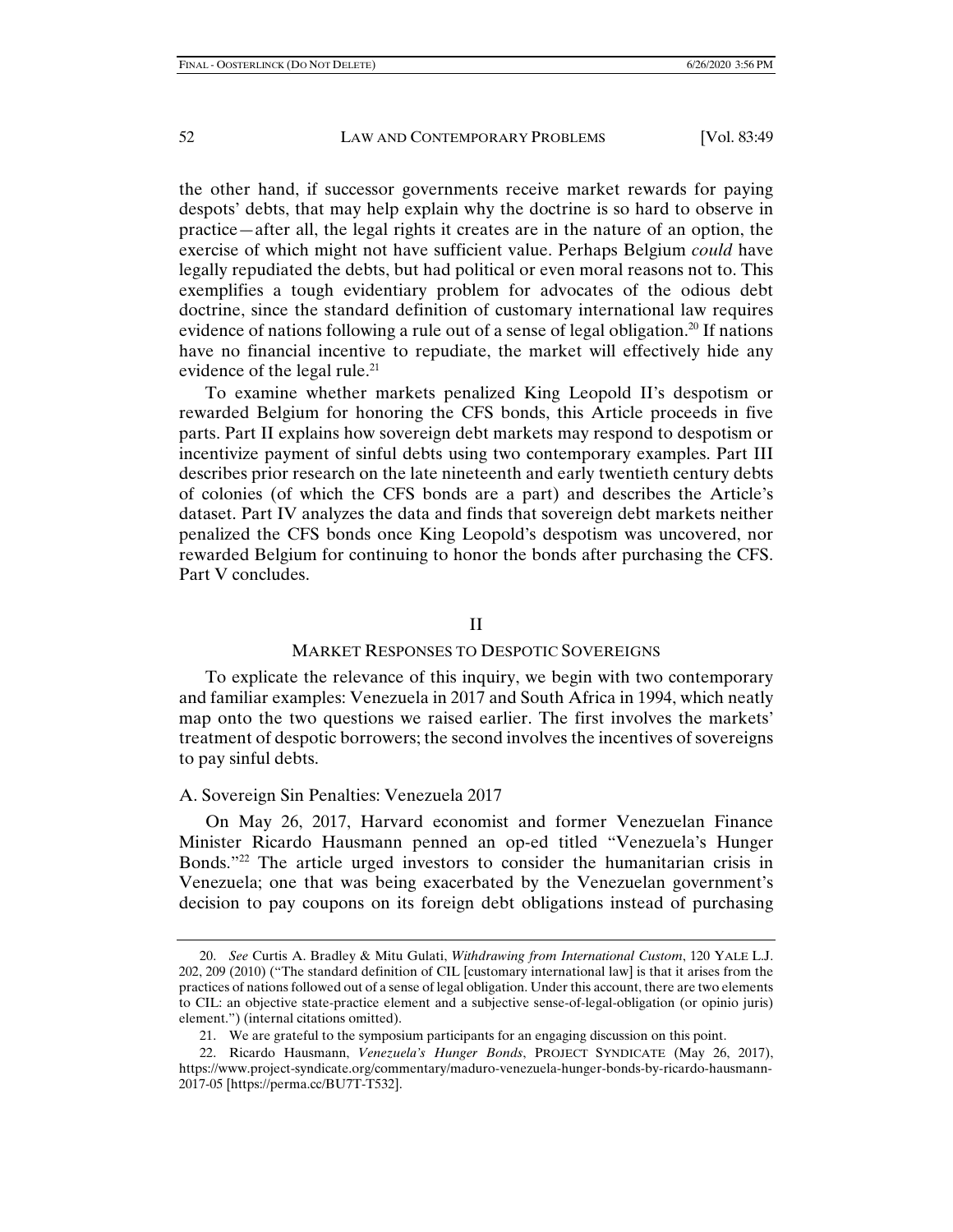the other hand, if successor governments receive market rewards for paying despots' debts, that may help explain why the doctrine is so hard to observe in practice—after all, the legal rights it creates are in the nature of an option, the exercise of which might not have sufficient value. Perhaps Belgium *could* have legally repudiated the debts, but had political or even moral reasons not to. This exemplifies a tough evidentiary problem for advocates of the odious debt doctrine, since the standard definition of customary international law requires evidence of nations following a rule out of a sense of legal obligation.[20] If nations have no financial incentive to repudiate, the market will effectively hide any evidence of the legal rule.[21]

To examine whether markets penalized King Leopold II's despotism or rewarded Belgium for honoring the CFS bonds, this Article proceeds in five parts. Part II explains how sovereign debt markets may respond to despotism or incentivize payment of sinful debts using two contemporary examples. Part III describes prior research on the late nineteenth and early twentieth century debts of colonies (of which the CFS bonds are a part) and describes the Article's dataset. Part IV analyzes the data and finds that sovereign debt markets neither penalized the CFS bonds once King Leopold's despotism was uncovered, nor rewarded Belgium for continuing to honor the bonds after purchasing the CFS. Part V concludes.

## II

## MARKET RESPONSES TO DESPOTIC SOVEREIGNS

To explicate the relevance of this inquiry, we begin with two contemporary and familiar examples: Venezuela in 2017 and South Africa in 1994, which neatly map onto the two questions we raised earlier. The first involves the markets' treatment of despotic borrowers; the second involves the incentives of sovereigns to pay sinful debts.

### A. Sovereign Sin Penalties: Venezuela 2017

On May 26, 2017, Harvard economist and former Venezuelan Finance Minister Ricardo Hausmann penned an op-ed titled "Venezuela's Hunger Bonds."[22] The article urged investors to consider the humanitarian crisis in Venezuela; one that was being exacerbated by the Venezuelan government's decision to pay coupons on its foreign debt obligations instead of purchasing

---

20. *See* Curtis A. Bradley & Mitu Gulati, *Withdrawing from International Custom*, 120 YALE L.J. 202, 209 (2010) ("The standard definition of CIL [customary international law] is that it arises from the practices of nations followed out of a sense of legal obligation. Under this account, there are two elements to CIL: an objective state-practice element and a subjective sense-of-legal-obligation (or opinio juris) element.") (internal citations omitted).

21. We are grateful to the symposium participants for an engaging discussion on this point.

22. Ricardo Hausmann, *Venezuela's Hunger Bonds*, PROJECT SYNDICATE (May 26, 2017), https://www.project-syndicate.org/commentary/maduro-venezuela-hunger-bonds-by-ricardo-hausmann-2017-05 [https://perma.cc/BU7T-T532].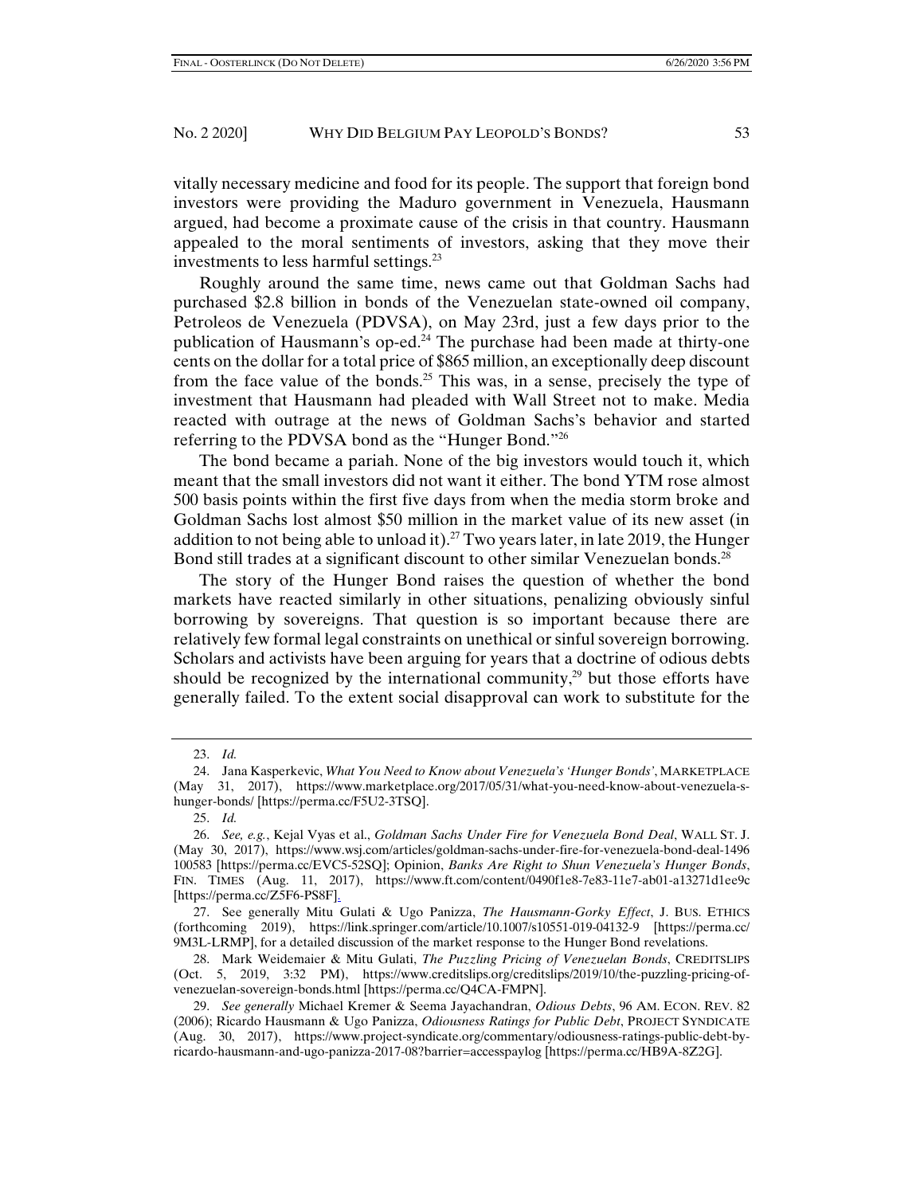vitally necessary medicine and food for its people. The support that foreign bond investors were providing the Maduro government in Venezuela, Hausmann argued, had become a proximate cause of the crisis in that country. Hausmann appealed to the moral sentiments of investors, asking that they move their investments to less harmful settings.[23]

Roughly around the same time, news came out that Goldman Sachs had purchased $2.8 billion in bonds of the Venezuelan state-owned oil company, Petroleos de Venezuela (PDVSA), on May 23rd, just a few days prior to the publication of Hausmann's op-ed.[24] The purchase had been made at thirty-one cents on the dollar for a total price of $865 million, an exceptionally deep discount from the face value of the bonds.[25] This was, in a sense, precisely the type of investment that Hausmann had pleaded with Wall Street not to make. Media reacted with outrage at the news of Goldman Sachs's behavior and started referring to the PDVSA bond as the "Hunger Bond."[26]

The bond became a pariah. None of the big investors would touch it, which meant that the small investors did not want it either. The bond YTM rose almost 500 basis points within the first five days from when the media storm broke and Goldman Sachs lost almost $50 million in the market value of its new asset (in addition to not being able to unload it).[27] Two years later, in late 2019, the Hunger Bond still trades at a significant discount to other similar Venezuelan bonds.[28]

The story of the Hunger Bond raises the question of whether the bond markets have reacted similarly in other situations, penalizing obviously sinful borrowing by sovereigns. That question is so important because there are relatively few formal legal constraints on unethical or sinful sovereign borrowing. Scholars and activists have been arguing for years that a doctrine of odious debts should be recognized by the international community,[29] but those efforts have generally failed. To the extent social disapproval can work to substitute for the

---

23. *Id.*

24. Jana Kasperkevic, *What You Need to Know about Venezuela's 'Hunger Bonds'*, MARKETPLACE (May 31, 2017), https://www.marketplace.org/2017/05/31/what-you-need-know-about-venezuela-s-hunger-bonds/ [https://perma.cc/F5U2-3TSQ].

25. *Id.*

26. *See, e.g.*, Kejal Vyas et al., *Goldman Sachs Under Fire for Venezuela Bond Deal*, WALL ST. J. (May 30, 2017), https://www.wsj.com/articles/goldman-sachs-under-fire-for-venezuela-bond-deal-1496100583 [https://perma.cc/EVC5-52SQ]; Opinion, *Banks Are Right to Shun Venezuela's Hunger Bonds*, FIN. TIMES (Aug. 11, 2017), https://www.ft.com/content/0490f1e8-7e83-11e7-ab01-a13271d1ee9c [https://perma.cc/Z5F6-PS8F].

27. See generally Mitu Gulati & Ugo Panizza, *The Hausmann-Gorky Effect*, J. BUS. ETHICS (forthcoming 2019), https://link.springer.com/article/10.1007/s10551-019-04132-9 [https://perma.cc/9M3L-LRMP], for a detailed discussion of the market response to the Hunger Bond revelations.

28. Mark Weidemaier & Mitu Gulati, *The Puzzling Pricing of Venezuelan Bonds*, CREDITSLIPS (Oct. 5, 2019, 3:32 PM), https://www.creditslips.org/creditslips/2019/10/the-puzzling-pricing-of-venezuelan-sovereign-bonds.html [https://perma.cc/Q4CA-FMPN].

29. *See generally* Michael Kremer & Seema Jayachandran, *Odious Debts*, 96 AM. ECON. REV. 82 (2006); Ricardo Hausmann & Ugo Panizza, *Odiousness Ratings for Public Debt*, PROJECT SYNDICATE (Aug. 30, 2017), https://www.project-syndicate.org/commentary/odiousness-ratings-public-debt-by-ricardo-hausmann-and-ugo-panizza-2017-08?barrier=accesspaylog [https://perma.cc/HB9A-8Z2G].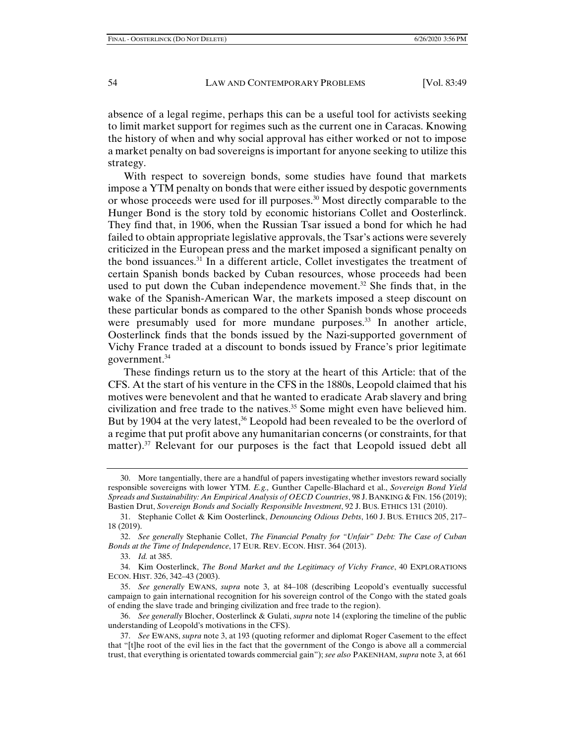absence of a legal regime, perhaps this can be a useful tool for activists seeking to limit market support for regimes such as the current one in Caracas. Knowing the history of when and why social approval has either worked or not to impose a market penalty on bad sovereigns is important for anyone seeking to utilize this strategy.

With respect to sovereign bonds, some studies have found that markets impose a YTM penalty on bonds that were either issued by despotic governments or whose proceeds were used for ill purposes.[30] Most directly comparable to the Hunger Bond is the story told by economic historians Collet and Oosterlinck. They find that, in 1906, when the Russian Tsar issued a bond for which he had failed to obtain appropriate legislative approvals, the Tsar's actions were severely criticized in the European press and the market imposed a significant penalty on the bond issuances.[31] In a different article, Collet investigates the treatment of certain Spanish bonds backed by Cuban resources, whose proceeds had been used to put down the Cuban independence movement.[32] She finds that, in the wake of the Spanish-American War, the markets imposed a steep discount on these particular bonds as compared to the other Spanish bonds whose proceeds were presumably used for more mundane purposes.[33] In another article, Oosterlinck finds that the bonds issued by the Nazi-supported government of Vichy France traded at a discount to bonds issued by France's prior legitimate government.[34]

These findings return us to the story at the heart of this Article: that of the CFS. At the start of his venture in the CFS in the 1880s, Leopold claimed that his motives were benevolent and that he wanted to eradicate Arab slavery and bring civilization and free trade to the natives.[35] Some might even have believed him. But by 1904 at the very latest,[36] Leopold had been revealed to be the overlord of a regime that put profit above any humanitarian concerns (or constraints, for that matter).[37] Relevant for our purposes is the fact that Leopold issued debt all

---

30. More tangentially, there are a handful of papers investigating whether investors reward socially responsible sovereigns with lower YTM. *E.g.,* Gunther Capelle-Blachard et al., *Sovereign Bond Yield Spreads and Sustainability: An Empirical Analysis of OECD Countries*, 98 J. BANKING & FIN. 156 (2019); Bastien Drut, *Sovereign Bonds and Socially Responsible Investment*, 92 J. BUS. ETHICS 131 (2010).

31. Stephanie Collet & Kim Oosterlinck, *Denouncing Odious Debts*, 160 J. BUS. ETHICS 205, 217–18 (2019).

32. *See generally* Stephanie Collet, *The Financial Penalty for "Unfair" Debt: The Case of Cuban Bonds at the Time of Independence*, 17 EUR. REV. ECON. HIST. 364 (2013).

33. *Id.* at 385.

34. Kim Oosterlinck, *The Bond Market and the Legitimacy of Vichy France*, 40 EXPLORATIONS ECON. HIST. 326, 342–43 (2003).

35. *See generally* EWANS, *supra* note 3, at 84–108 (describing Leopold's eventually successful campaign to gain international recognition for his sovereign control of the Congo with the stated goals of ending the slave trade and bringing civilization and free trade to the region).

36. *See generally* Blocher, Oosterlinck & Gulati, *supra* note 14 (exploring the timeline of the public understanding of Leopold's motivations in the CFS).

37. *See* EWANS, *supra* note 3, at 193 (quoting reformer and diplomat Roger Casement to the effect that "[t]he root of the evil lies in the fact that the government of the Congo is above all a commercial trust, that everything is orientated towards commercial gain"); *see also* PAKENHAM, *supra* note 3, at 661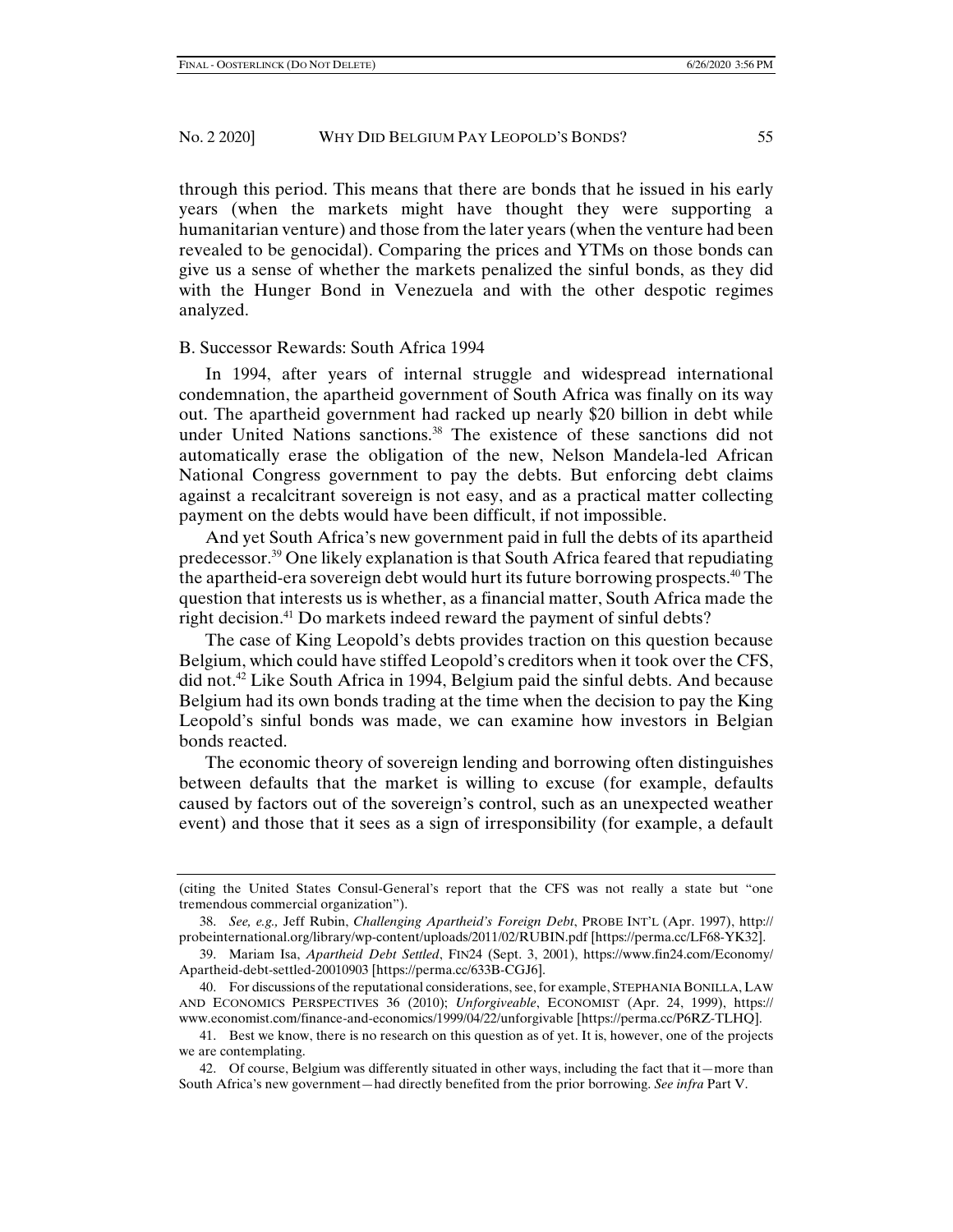through this period. This means that there are bonds that he issued in his early years (when the markets might have thought they were supporting a humanitarian venture) and those from the later years (when the venture had been revealed to be genocidal). Comparing the prices and YTMs on those bonds can give us a sense of whether the markets penalized the sinful bonds, as they did with the Hunger Bond in Venezuela and with the other despotic regimes analyzed.

## B. Successor Rewards: South Africa 1994

In 1994, after years of internal struggle and widespread international condemnation, the apartheid government of South Africa was finally on its way out. The apartheid government had racked up nearly $20 billion in debt while under United Nations sanctions.[38] The existence of these sanctions did not automatically erase the obligation of the new, Nelson Mandela-led African National Congress government to pay the debts. But enforcing debt claims against a recalcitrant sovereign is not easy, and as a practical matter collecting payment on the debts would have been difficult, if not impossible.

And yet South Africa's new government paid in full the debts of its apartheid predecessor.[39] One likely explanation is that South Africa feared that repudiating the apartheid-era sovereign debt would hurt its future borrowing prospects.[40] The question that interests us is whether, as a financial matter, South Africa made the right decision.[41] Do markets indeed reward the payment of sinful debts?

The case of King Leopold's debts provides traction on this question because Belgium, which could have stiffed Leopold's creditors when it took over the CFS, did not.[42] Like South Africa in 1994, Belgium paid the sinful debts. And because Belgium had its own bonds trading at the time when the decision to pay the King Leopold's sinful bonds was made, we can examine how investors in Belgian bonds reacted.

The economic theory of sovereign lending and borrowing often distinguishes between defaults that the market is willing to excuse (for example, defaults caused by factors out of the sovereign's control, such as an unexpected weather event) and those that it sees as a sign of irresponsibility (for example, a default

---

(citing the United States Consul-General's report that the CFS was not really a state but "one tremendous commercial organization").

38. *See, e.g.,* Jeff Rubin, *Challenging Apartheid's Foreign Debt*, PROBE INT'L (Apr. 1997), http://probeinternational.org/library/wp-content/uploads/2011/02/RUBIN.pdf [https://perma.cc/LF68-YK32].

39. Mariam Isa, *Apartheid Debt Settled*, FIN24 (Sept. 3, 2001), https://www.fin24.com/Economy/Apartheid-debt-settled-20010903 [https://perma.cc/633B-CGJ6].

40. For discussions of the reputational considerations, see, for example, STEPHANIA BONILLA, LAW AND ECONOMICS PERSPECTIVES 36 (2010); *Unforgiveable*, ECONOMIST (Apr. 24, 1999), https://www.economist.com/finance-and-economics/1999/04/22/unforgivable [https://perma.cc/P6RZ-TLHQ].

41. Best we know, there is no research on this question as of yet. It is, however, one of the projects we are contemplating.

42. Of course, Belgium was differently situated in other ways, including the fact that it—more than South Africa's new government—had directly benefited from the prior borrowing. *See infra* Part V.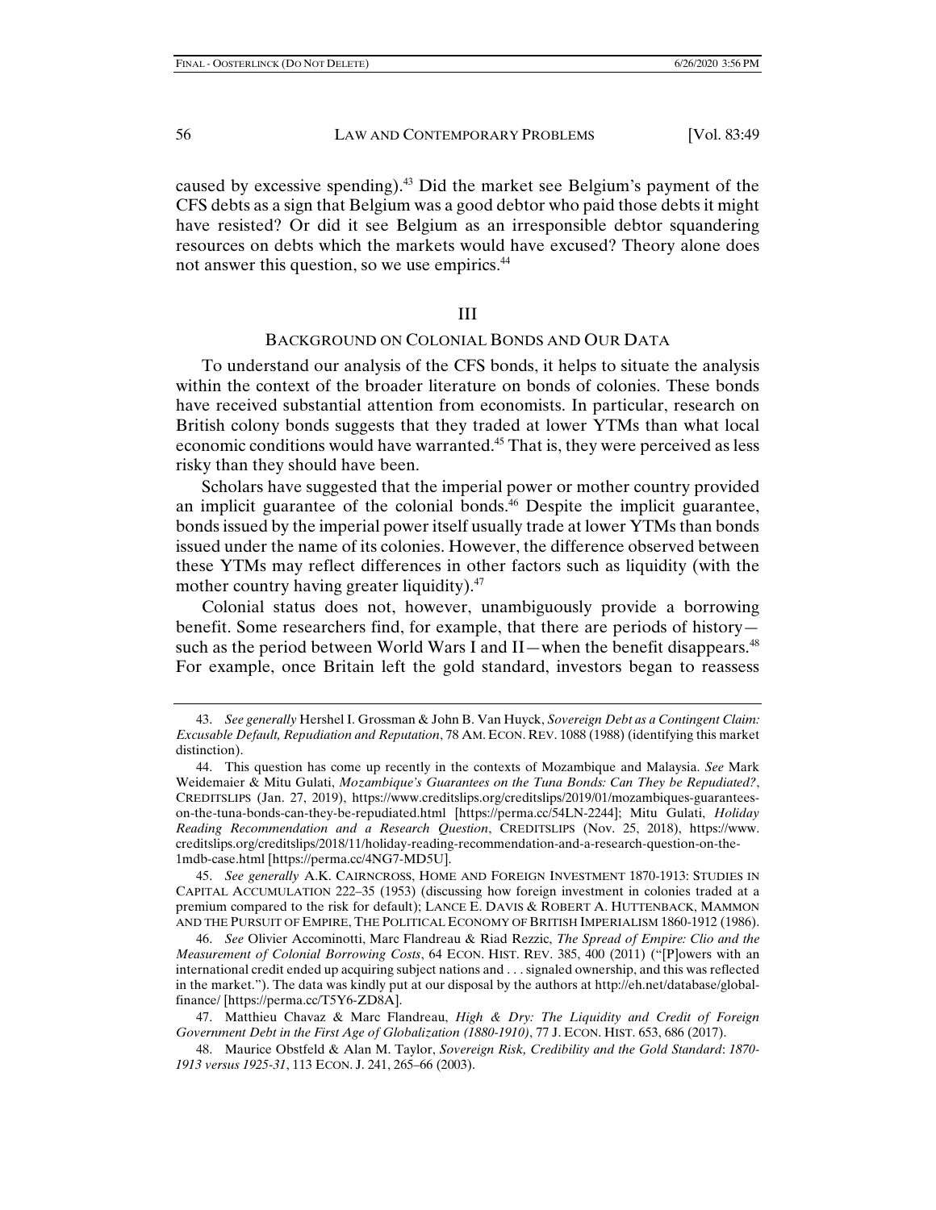caused by excessive spending).[43] Did the market see Belgium's payment of the CFS debts as a sign that Belgium was a good debtor who paid those debts it might have resisted? Or did it see Belgium as an irresponsible debtor squandering resources on debts which the markets would have excused? Theory alone does not answer this question, so we use empirics.[44]

## III

## BACKGROUND ON COLONIAL BONDS AND OUR DATA

To understand our analysis of the CFS bonds, it helps to situate the analysis within the context of the broader literature on bonds of colonies. These bonds have received substantial attention from economists. In particular, research on British colony bonds suggests that they traded at lower YTMs than what local economic conditions would have warranted.[45] That is, they were perceived as less risky than they should have been.

Scholars have suggested that the imperial power or mother country provided an implicit guarantee of the colonial bonds.[46] Despite the implicit guarantee, bonds issued by the imperial power itself usually trade at lower YTMs than bonds issued under the name of its colonies. However, the difference observed between these YTMs may reflect differences in other factors such as liquidity (with the mother country having greater liquidity).[47]

Colonial status does not, however, unambiguously provide a borrowing benefit. Some researchers find, for example, that there are periods of history—such as the period between World Wars I and II—when the benefit disappears.[48] For example, once Britain left the gold standard, investors began to reassess

---

43. *See generally* Hershel I. Grossman & John B. Van Huyck, *Sovereign Debt as a Contingent Claim: Excusable Default, Repudiation and Reputation*, 78 AM. ECON. REV. 1088 (1988) (identifying this market distinction).

44. This question has come up recently in the contexts of Mozambique and Malaysia. *See* Mark Weidemaier & Mitu Gulati, *Mozambique's Guarantees on the Tuna Bonds: Can They be Repudiated?*, CREDITSLIPS (Jan. 27, 2019), https://www.creditslips.org/creditslips/2019/01/mozambiques-guarantees-on-the-tuna-bonds-can-they-be-repudiated.html [https://perma.cc/54LN-2244]; Mitu Gulati, *Holiday Reading Recommendation and a Research Question*, CREDITSLIPS (Nov. 25, 2018), https://www.creditslips.org/creditslips/2018/11/holiday-reading-recommendation-and-a-research-question-on-the-1mdb-case.html [https://perma.cc/4NG7-MD5U].

45. *See generally* A.K. CAIRNCROSS, HOME AND FOREIGN INVESTMENT 1870-1913: STUDIES IN CAPITAL ACCUMULATION 222–35 (1953) (discussing how foreign investment in colonies traded at a premium compared to the risk for default); LANCE E. DAVIS & ROBERT A. HUTTENBACK, MAMMON AND THE PURSUIT OF EMPIRE, THE POLITICAL ECONOMY OF BRITISH IMPERIALISM 1860-1912 (1986).

46. *See* Olivier Accominotti, Marc Flandreau & Riad Rezzic, *The Spread of Empire: Clio and the Measurement of Colonial Borrowing Costs*, 64 ECON. HIST. REV. 385, 400 (2011) ("[P]owers with an international credit ended up acquiring subject nations and . . . signaled ownership, and this was reflected in the market."). The data was kindly put at our disposal by the authors at http://eh.net/database/global-finance/ [https://perma.cc/T5Y6-ZD8A].

47. Matthieu Chavaz & Marc Flandreau, *High & Dry: The Liquidity and Credit of Foreign Government Debt in the First Age of Globalization (1880-1910)*, 77 J. ECON. HIST. 653, 686 (2017).

48. Maurice Obstfeld & Alan M. Taylor, *Sovereign Risk, Credibility and the Gold Standard: 1870-1913 versus 1925-31*, 113 ECON. J. 241, 265–66 (2003).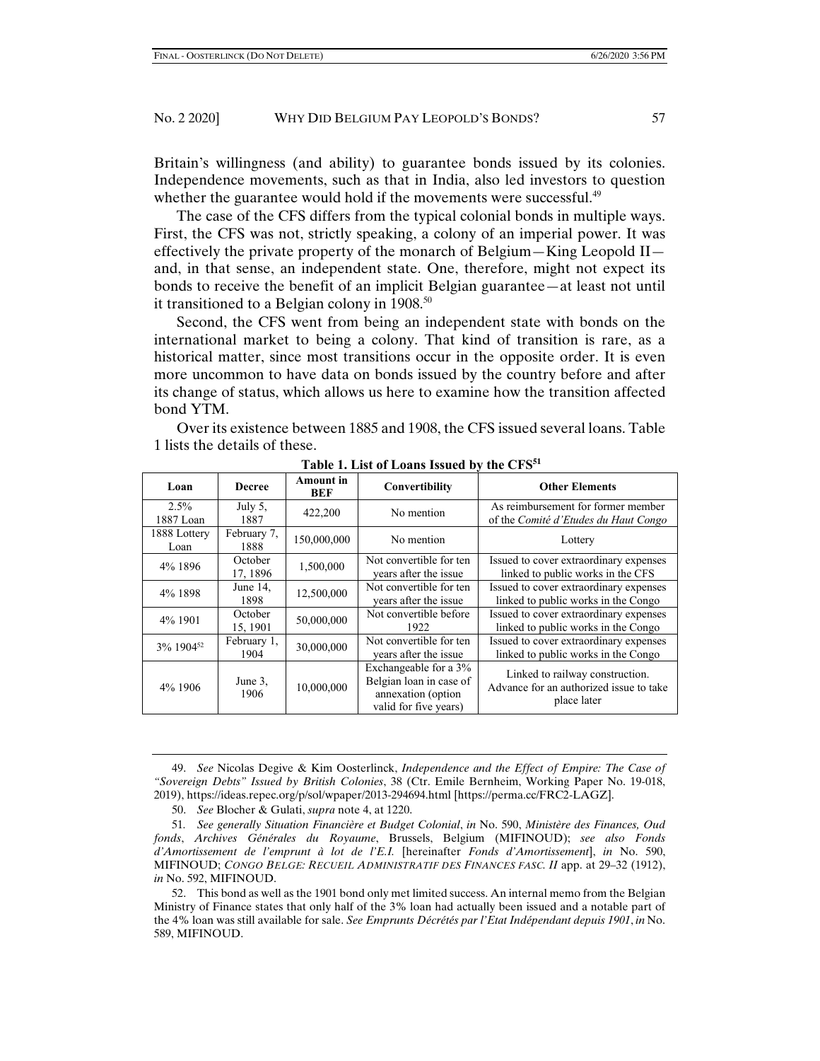Britain's willingness (and ability) to guarantee bonds issued by its colonies. Independence movements, such as that in India, also led investors to question whether the guarantee would hold if the movements were successful.[49]

The case of the CFS differs from the typical colonial bonds in multiple ways. First, the CFS was not, strictly speaking, a colony of an imperial power. It was effectively the private property of the monarch of Belgium—King Leopold II—and, in that sense, an independent state. One, therefore, might not expect its bonds to receive the benefit of an implicit Belgian guarantee—at least not until it transitioned to a Belgian colony in 1908.[50]

Second, the CFS went from being an independent state with bonds on the international market to being a colony. That kind of transition is rare, as a historical matter, since most transitions occur in the opposite order. It is even more uncommon to have data on bonds issued by the country before and after its change of status, which allows us here to examine how the transition affected bond YTM.

Over its existence between 1885 and 1908, the CFS issued several loans. Table 1 lists the details of these.

**Table 1. List of Loans Issued by the CFS[51]**

| Loan | Decree | Amount in BEF | Convertibility | Other Elements |
|---|---|---|---|---|
| 2.5% 1887 Loan | July 5, 1887 | 422,200 | No mention | As reimbursement for former member of the *Comité d'Etudes du Haut Congo* |
| 1888 Lottery Loan | February 7, 1888 | 150,000,000 | No mention | Lottery |
| 4% 1896 | October 17, 1896 | 1,500,000 | Not convertible for ten years after the issue | Issued to cover extraordinary expenses linked to public works in the CFS |
| 4% 1898 | June 14, 1898 | 12,500,000 | Not convertible for ten years after the issue | Issued to cover extraordinary expenses linked to public works in the Congo |
| 4% 1901 | October 15, 1901 | 50,000,000 | Not convertible before 1922 | Issued to cover extraordinary expenses linked to public works in the Congo |
| 3% 1904[52] | February 1, 1904 | 30,000,000 | Not convertible for ten years after the issue | Issued to cover extraordinary expenses linked to public works in the Congo |
| 4% 1906 | June 3, 1906 | 10,000,000 | Exchangeable for a 3% Belgian loan in case of annexation (option valid for five years) | Linked to railway construction. Advance for an authorized issue to take place later |

49. *See* Nicolas Degive & Kim Oosterlinck, *Independence and the Effect of Empire: The Case of "Sovereign Debts" Issued by British Colonies*, 38 (Ctr. Emile Bernheim, Working Paper No. 19-018, 2019), https://ideas.repec.org/p/sol/wpaper/2013-294694.html [https://perma.cc/FRC2-LAGZ].

50. *See* Blocher & Gulati, *supra* note 4, at 1220.

51. *See generally Situation Financière et Budget Colonial*, *in* No. 590, *Ministère des Finances, Oud fonds*, *Archives Générales du Royaume*, Brussels, Belgium (MIFINOUD); *see also Fonds d'Amortissement de l'emprunt à lot de l'E.I.* [hereinafter *Fonds d'Amortissement*], *in* No. 590, MIFINOUD; *CONGO BELGE: RECUEIL ADMINISTRATIF DES FINANCES FASC. II* app. at 29–32 (1912), *in* No. 592, MIFINOUD.

52. This bond as well as the 1901 bond only met limited success. An internal memo from the Belgian Ministry of Finance states that only half of the 3% loan had actually been issued and a notable part of the 4% loan was still available for sale. *See Emprunts Décrétés par l'Etat Indépendant depuis 1901*, *in* No. 589, MIFINOUD.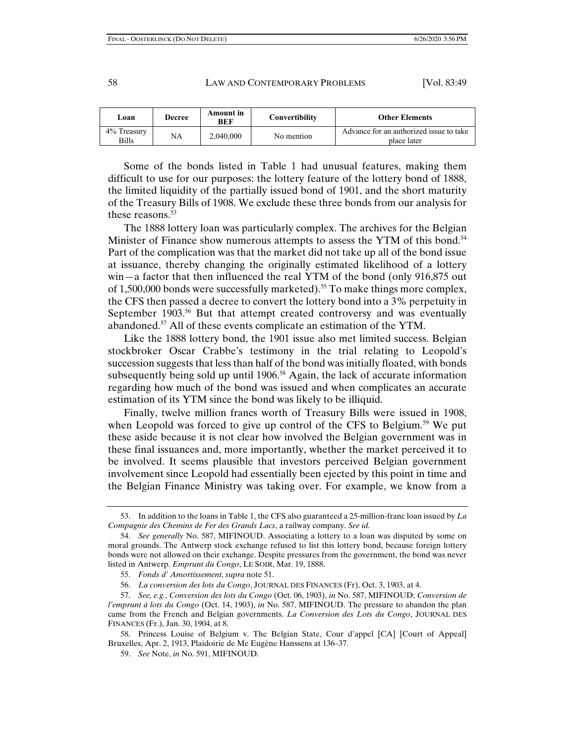| Loan | Decree | Amount in BEF | Convertibility | Other Elements |
|---|---|---|---|---|
| 4% Treasury Bills | NA | 2,040,000 | No mention | Advance for an authorized issue to take place later |

Some of the bonds listed in Table 1 had unusual features, making them difficult to use for our purposes: the lottery feature of the lottery bond of 1888, the limited liquidity of the partially issued bond of 1901, and the short maturity of the Treasury Bills of 1908. We exclude these three bonds from our analysis for these reasons.[53]

The 1888 lottery loan was particularly complex. The archives for the Belgian Minister of Finance show numerous attempts to assess the YTM of this bond.[54] Part of the complication was that the market did not take up all of the bond issue at issuance, thereby changing the originally estimated likelihood of a lottery win—a factor that then influenced the real YTM of the bond (only 916,875 out of 1,500,000 bonds were successfully marketed).[55] To make things more complex, the CFS then passed a decree to convert the lottery bond into a 3% perpetuity in September 1903.[56] But that attempt created controversy and was eventually abandoned.[57] All of these events complicate an estimation of the YTM.

Like the 1888 lottery bond, the 1901 issue also met limited success. Belgian stockbroker Oscar Crabbe's testimony in the trial relating to Leopold's succession suggests that less than half of the bond was initially floated, with bonds subsequently being sold up until 1906.[58] Again, the lack of accurate information regarding how much of the bond was issued and when complicates an accurate estimation of its YTM since the bond was likely to be illiquid.

Finally, twelve million francs worth of Treasury Bills were issued in 1908, when Leopold was forced to give up control of the CFS to Belgium.[59] We put these aside because it is not clear how involved the Belgian government was in these final issuances and, more importantly, whether the market perceived it to be involved. It seems plausible that investors perceived Belgian government involvement since Leopold had essentially been ejected by this point in time and the Belgian Finance Ministry was taking over. For example, we know from a

53. In addition to the loans in Table 1, the CFS also guaranteed a 25-million-franc loan issued by *La Compagnie des Chemins de Fer des Grands Lacs*, a railway company. *See id.*

54. *See generally* No. 587, MIFINOUD. Associating a lottery to a loan was disputed by some on moral grounds. The Antwerp stock exchange refused to list this lottery bond, because foreign lottery bonds were not allowed on their exchange. Despite pressures from the government, the bond was never listed in Antwerp. *Emprunt du Congo*, LE SOIR, Mar. 19, 1888.

55. *Fonds d' Amortissement*, *supra* note 51.

56. *La conversion des lots du Congo*, JOURNAL DES FINANCES (Fr), Oct. 3, 1903, at 4.

57. *See, e.g.*, *Conversion des lots du Congo* (Oct. 06, 1903), *in* No. 587, MIFINOUD; *Conversion de l'emprunt à lots du Congo* (Oct. 14, 1903), *in* No. 587, MIFINOUD. The pressure to abandon the plan came from the French and Belgian governments. *La Conversion des Lots du Congo*, JOURNAL DES FINANCES (Fr.), Jan. 30, 1904, at 8.

58. Princess Louise of Belgium v. The Belgian State, Cour d'appel [CA] [Court of Appeal] Bruxelles, Apr. 2, 1913, Plaidoirie de Me Eugène Hanssens at 136–37.

59. *See* Note, *in* No. 591, MIFINOUD.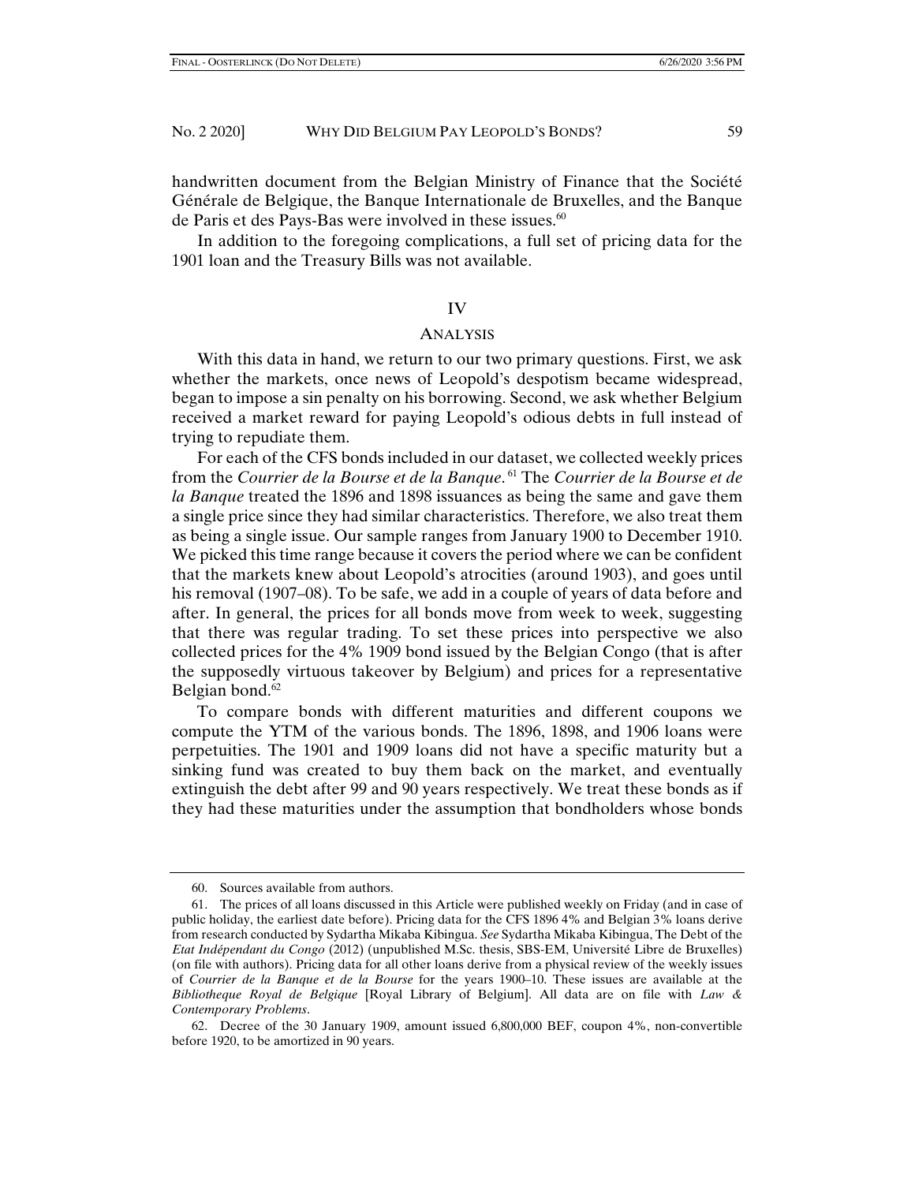handwritten document from the Belgian Ministry of Finance that the Société Générale de Belgique, the Banque Internationale de Bruxelles, and the Banque de Paris et des Pays-Bas were involved in these issues.[60]

In addition to the foregoing complications, a full set of pricing data for the 1901 loan and the Treasury Bills was not available.

## IV

## ANALYSIS

With this data in hand, we return to our two primary questions. First, we ask whether the markets, once news of Leopold's despotism became widespread, began to impose a sin penalty on his borrowing. Second, we ask whether Belgium received a market reward for paying Leopold's odious debts in full instead of trying to repudiate them.

For each of the CFS bonds included in our dataset, we collected weekly prices from the *Courrier de la Bourse et de la Banque*.[61] The *Courrier de la Bourse et de la Banque* treated the 1896 and 1898 issuances as being the same and gave them a single price since they had similar characteristics. Therefore, we also treat them as being a single issue. Our sample ranges from January 1900 to December 1910. We picked this time range because it covers the period where we can be confident that the markets knew about Leopold's atrocities (around 1903), and goes until his removal (1907–08). To be safe, we add in a couple of years of data before and after. In general, the prices for all bonds move from week to week, suggesting that there was regular trading. To set these prices into perspective we also collected prices for the 4% 1909 bond issued by the Belgian Congo (that is after the supposedly virtuous takeover by Belgium) and prices for a representative Belgian bond.[62]

To compare bonds with different maturities and different coupons we compute the YTM of the various bonds. The 1896, 1898, and 1906 loans were perpetuities. The 1901 and 1909 loans did not have a specific maturity but a sinking fund was created to buy them back on the market, and eventually extinguish the debt after 99 and 90 years respectively. We treat these bonds as if they had these maturities under the assumption that bondholders whose bonds

---

60. Sources available from authors.

61. The prices of all loans discussed in this Article were published weekly on Friday (and in case of public holiday, the earliest date before). Pricing data for the CFS 1896 4% and Belgian 3% loans derive from research conducted by Sydartha Mikaba Kibingua. *See* Sydartha Mikaba Kibingua, The Debt of the *Etat Indépendant du Congo* (2012) (unpublished M.Sc. thesis, SBS-EM, Université Libre de Bruxelles) (on file with authors). Pricing data for all other loans derive from a physical review of the weekly issues of *Courrier de la Banque et de la Bourse* for the years 1900–10. These issues are available at the *Bibliotheque Royal de Belgique* [Royal Library of Belgium]. All data are on file with *Law & Contemporary Problems*.

62. Decree of the 30 January 1909, amount issued 6,800,000 BEF, coupon 4%, non-convertible before 1920, to be amortized in 90 years.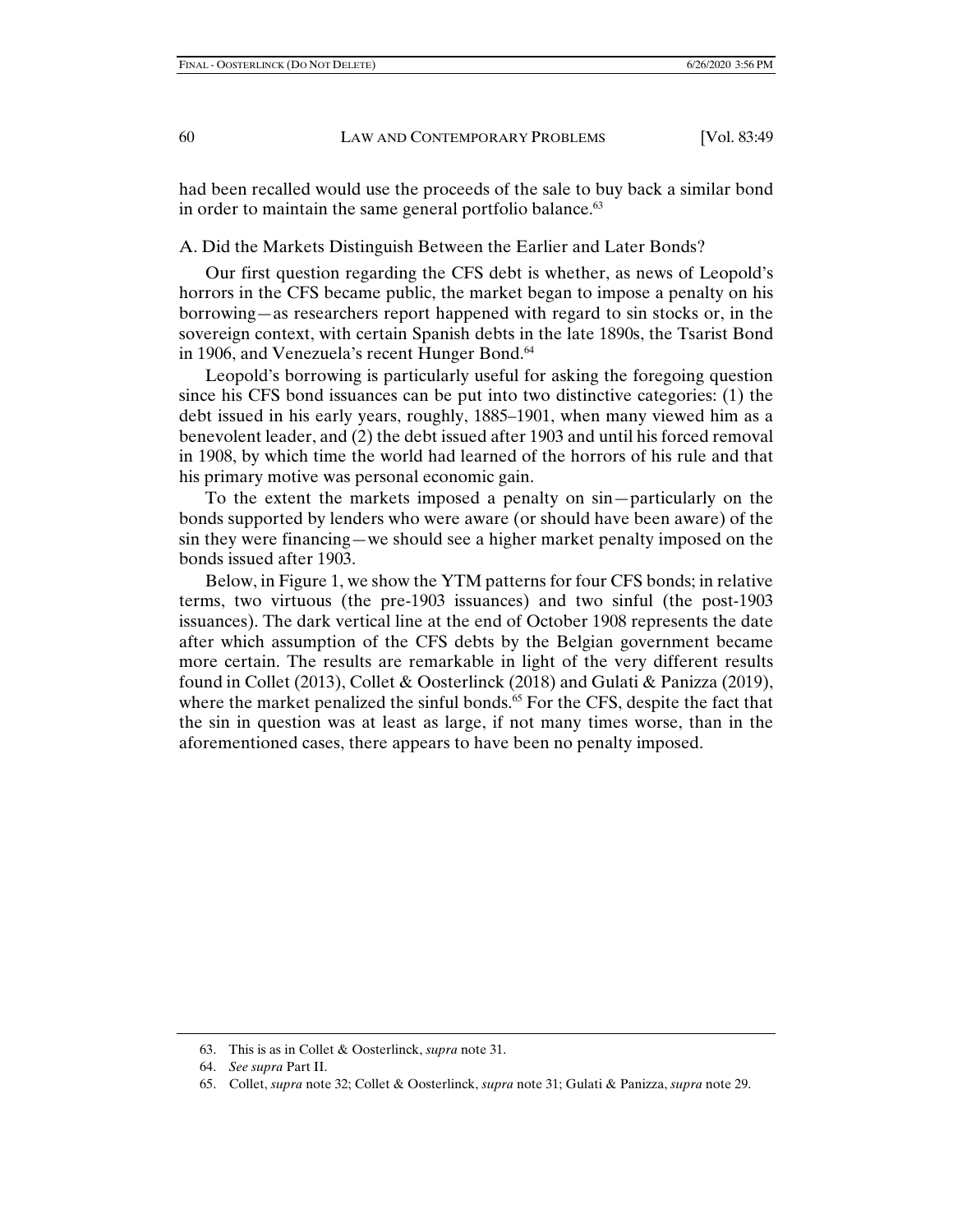had been recalled would use the proceeds of the sale to buy back a similar bond in order to maintain the same general portfolio balance.[63]

### A. Did the Markets Distinguish Between the Earlier and Later Bonds?

Our first question regarding the CFS debt is whether, as news of Leopold's horrors in the CFS became public, the market began to impose a penalty on his borrowing—as researchers report happened with regard to sin stocks or, in the sovereign context, with certain Spanish debts in the late 1890s, the Tsarist Bond in 1906, and Venezuela's recent Hunger Bond.[64]

Leopold's borrowing is particularly useful for asking the foregoing question since his CFS bond issuances can be put into two distinctive categories: (1) the debt issued in his early years, roughly, 1885–1901, when many viewed him as a benevolent leader, and (2) the debt issued after 1903 and until his forced removal in 1908, by which time the world had learned of the horrors of his rule and that his primary motive was personal economic gain.

To the extent the markets imposed a penalty on sin—particularly on the bonds supported by lenders who were aware (or should have been aware) of the sin they were financing—we should see a higher market penalty imposed on the bonds issued after 1903.

Below, in Figure 1, we show the YTM patterns for four CFS bonds; in relative terms, two virtuous (the pre-1903 issuances) and two sinful (the post-1903 issuances). The dark vertical line at the end of October 1908 represents the date after which assumption of the CFS debts by the Belgian government became more certain. The results are remarkable in light of the very different results found in Collet (2013), Collet & Oosterlinck (2018) and Gulati & Panizza (2019), where the market penalized the sinful bonds.[65] For the CFS, despite the fact that the sin in question was at least as large, if not many times worse, than in the aforementioned cases, there appears to have been no penalty imposed.

---

63. This is as in Collet & Oosterlinck, *supra* note 31.

64. *See supra* Part II.

65. Collet, *supra* note 32; Collet & Oosterlinck, *supra* note 31; Gulati & Panizza, *supra* note 29.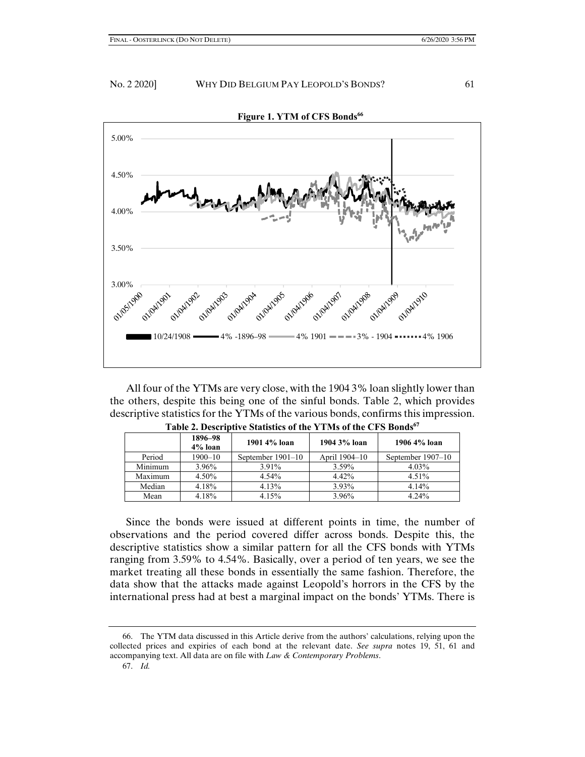**Figure 1. YTM of CFS Bonds[66]**

All four of the YTMs are very close, with the 1904 3% loan slightly lower than the others, despite this being one of the sinful bonds. Table 2, which provides descriptive statistics for the YTMs of the various bonds, confirms this impression.

**Table 2. Descriptive Statistics of the YTMs of the CFS Bonds[67]**

| | 1896–98 4% loan | 1901 4% loan | 1904 3% loan | 1906 4% loan |
|---|---|---|---|---|
| Period | 1900–10 | September 1901–10 | April 1904–10 | September 1907–10 |
| Minimum | 3.96% | 3.91% | 3.59% | 4.03% |
| Maximum | 4.50% | 4.54% | 4.42% | 4.51% |
| Median | 4.18% | 4.13% | 3.93% | 4.14% |
| Mean | 4.18% | 4.15% | 3.96% | 4.24% |

Since the bonds were issued at different points in time, the number of observations and the period covered differ across bonds. Despite this, the descriptive statistics show a similar pattern for all the CFS bonds with YTMs ranging from 3.59% to 4.54%. Basically, over a period of ten years, we see the market treating all these bonds in essentially the same fashion. Therefore, the data show that the attacks made against Leopold's horrors in the CFS by the international press had at best a marginal impact on the bonds' YTMs. There is

66. The YTM data discussed in this Article derive from the authors' calculations, relying upon the collected prices and expiries of each bond at the relevant date. *See supra* notes 19, 51, 61 and accompanying text. All data are on file with *Law & Contemporary Problems*.

67. *Id.*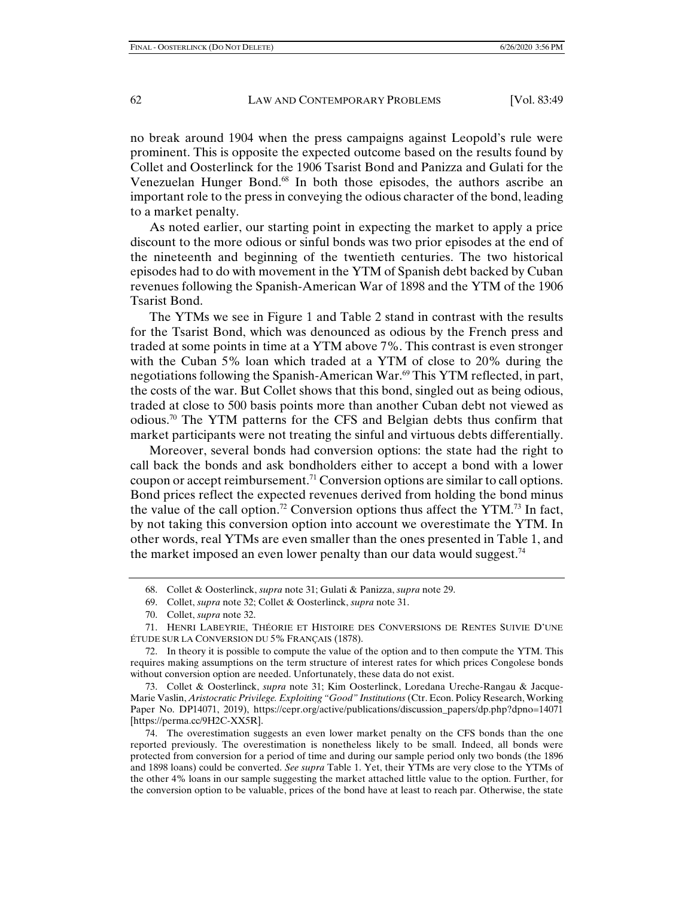no break around 1904 when the press campaigns against Leopold's rule were prominent. This is opposite the expected outcome based on the results found by Collet and Oosterlinck for the 1906 Tsarist Bond and Panizza and Gulati for the Venezuelan Hunger Bond.[68] In both those episodes, the authors ascribe an important role to the press in conveying the odious character of the bond, leading to a market penalty.

As noted earlier, our starting point in expecting the market to apply a price discount to the more odious or sinful bonds was two prior episodes at the end of the nineteenth and beginning of the twentieth centuries. The two historical episodes had to do with movement in the YTM of Spanish debt backed by Cuban revenues following the Spanish-American War of 1898 and the YTM of the 1906 Tsarist Bond.

The YTMs we see in Figure 1 and Table 2 stand in contrast with the results for the Tsarist Bond, which was denounced as odious by the French press and traded at some points in time at a YTM above 7%. This contrast is even stronger with the Cuban 5% loan which traded at a YTM of close to 20% during the negotiations following the Spanish-American War.[69] This YTM reflected, in part, the costs of the war. But Collet shows that this bond, singled out as being odious, traded at close to 500 basis points more than another Cuban debt not viewed as odious.[70] The YTM patterns for the CFS and Belgian debts thus confirm that market participants were not treating the sinful and virtuous debts differentially.

Moreover, several bonds had conversion options: the state had the right to call back the bonds and ask bondholders either to accept a bond with a lower coupon or accept reimbursement.[71] Conversion options are similar to call options. Bond prices reflect the expected revenues derived from holding the bond minus the value of the call option.[72] Conversion options thus affect the YTM.[73] In fact, by not taking this conversion option into account we overestimate the YTM. In other words, real YTMs are even smaller than the ones presented in Table 1, and the market imposed an even lower penalty than our data would suggest.[74]

---

68. Collet & Oosterlinck, *supra* note 31; Gulati & Panizza, *supra* note 29.

69. Collet, *supra* note 32; Collet & Oosterlinck, *supra* note 31.

70. Collet, *supra* note 32.

71. HENRI LABEYRIE, THÉORIE ET HISTOIRE DES CONVERSIONS DE RENTES SUIVIE D'UNE ÉTUDE SUR LA CONVERSION DU 5% FRANÇAIS (1878).

72. In theory it is possible to compute the value of the option and to then compute the YTM. This requires making assumptions on the term structure of interest rates for which prices Congolese bonds without conversion option are needed. Unfortunately, these data do not exist.

73. Collet & Oosterlinck, *supra* note 31; Kim Oosterlinck, Loredana Ureche-Rangau & Jacque-Marie Vaslin, *Aristocratic Privilege. Exploiting "Good" Institutions* (Ctr. Econ. Policy Research, Working Paper No. DP14071, 2019), https://cepr.org/active/publications/discussion_papers/dp.php?dpno=14071 [https://perma.cc/9H2C-XX5R].

74. The overestimation suggests an even lower market penalty on the CFS bonds than the one reported previously. The overestimation is nonetheless likely to be small. Indeed, all bonds were protected from conversion for a period of time and during our sample period only two bonds (the 1896 and 1898 loans) could be converted. *See supra* Table 1. Yet, their YTMs are very close to the YTMs of the other 4% loans in our sample suggesting the market attached little value to the option. Further, for the conversion option to be valuable, prices of the bond have at least to reach par. Otherwise, the state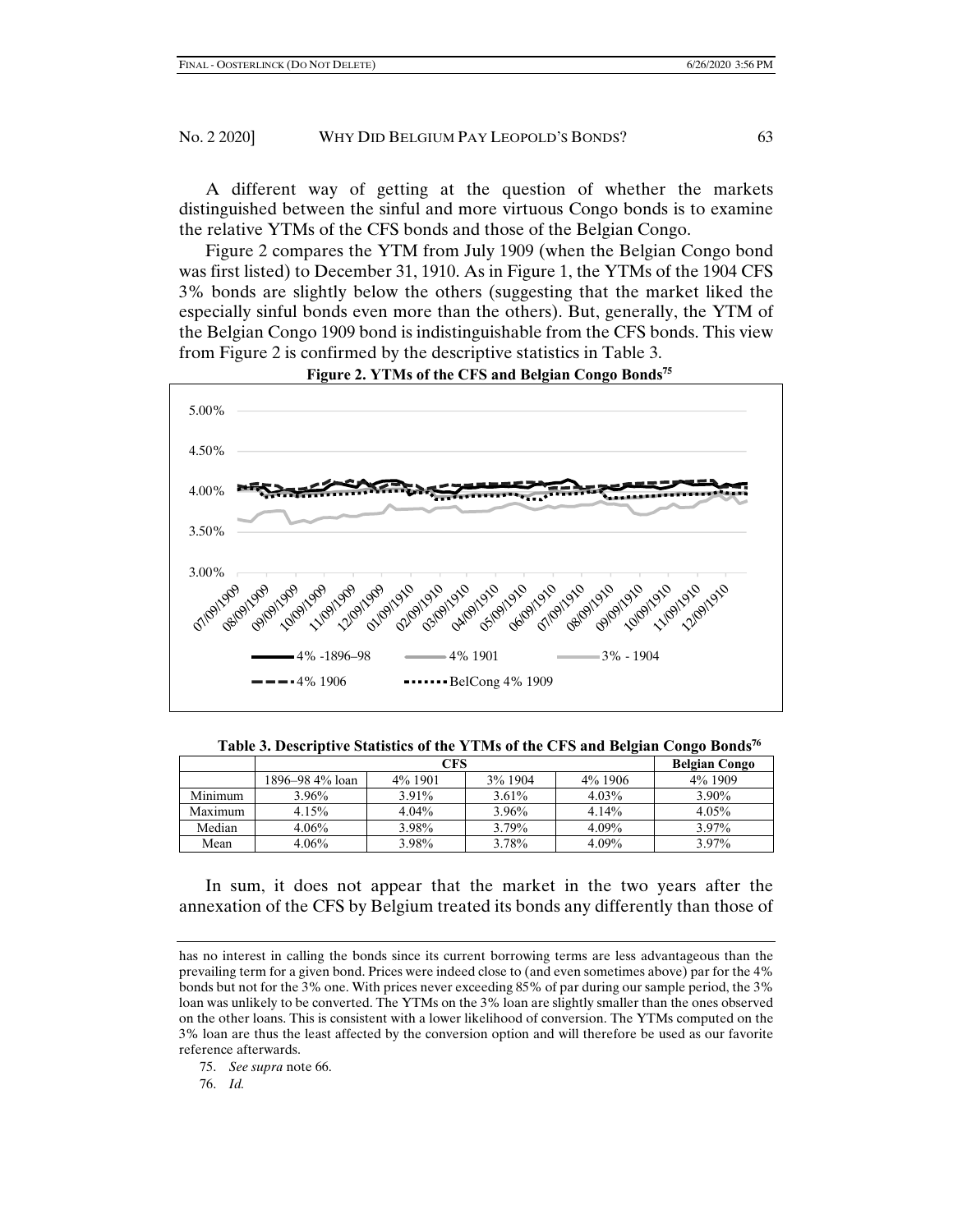A different way of getting at the question of whether the markets distinguished between the sinful and more virtuous Congo bonds is to examine the relative YTMs of the CFS bonds and those of the Belgian Congo.

Figure 2 compares the YTM from July 1909 (when the Belgian Congo bond was first listed) to December 31, 1910. As in Figure 1, the YTMs of the 1904 CFS 3% bonds are slightly below the others (suggesting that the market liked the especially sinful bonds even more than the others). But, generally, the YTM of the Belgian Congo 1909 bond is indistinguishable from the CFS bonds. This view from Figure 2 is confirmed by the descriptive statistics in Table 3.

**Figure 2. YTMs of the CFS and Belgian Congo Bonds**[75]

**Table 3. Descriptive Statistics of the YTMs of the CFS and Belgian Congo Bonds**[76]

| | CFS | | | | Belgian Congo |
|---|---|---|---|---|---|
| | 1896–98 4% loan | 4% 1901 | 3% 1904 | 4% 1906 | 4% 1909 |
| Minimum | 3.96% | 3.91% | 3.61% | 4.03% | 3.90% |
| Maximum | 4.15% | 4.04% | 3.96% | 4.14% | 4.05% |
| Median | 4.06% | 3.98% | 3.79% | 4.09% | 3.97% |
| Mean | 4.06% | 3.98% | 3.78% | 4.09% | 3.97% |

In sum, it does not appear that the market in the two years after the annexation of the CFS by Belgium treated its bonds any differently than those of

---

has no interest in calling the bonds since its current borrowing terms are less advantageous than the prevailing term for a given bond. Prices were indeed close to (and even sometimes above) par for the 4% bonds but not for the 3% one. With prices never exceeding 85% of par during our sample period, the 3% loan was unlikely to be converted. The YTMs on the 3% loan are slightly smaller than the ones observed on the other loans. This is consistent with a lower likelihood of conversion. The YTMs computed on the 3% loan are thus the least affected by the conversion option and will therefore be used as our favorite reference afterwards.

75. *See supra* note 66.

76. *Id.*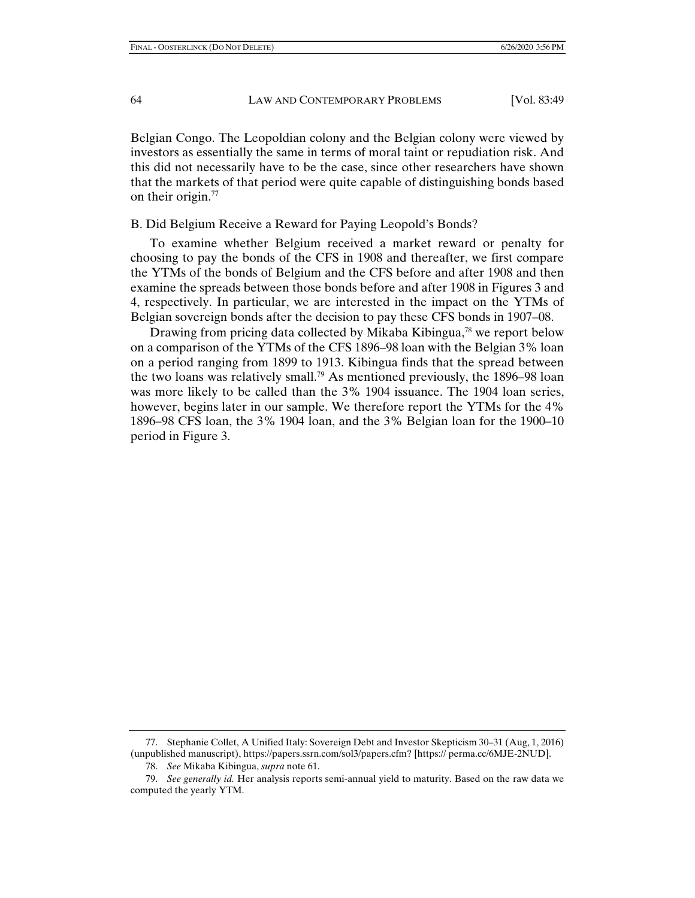Belgian Congo. The Leopoldian colony and the Belgian colony were viewed by investors as essentially the same in terms of moral taint or repudiation risk. And this did not necessarily have to be the case, since other researchers have shown that the markets of that period were quite capable of distinguishing bonds based on their origin.[77]

### B. Did Belgium Receive a Reward for Paying Leopold's Bonds?

To examine whether Belgium received a market reward or penalty for choosing to pay the bonds of the CFS in 1908 and thereafter, we first compare the YTMs of the bonds of Belgium and the CFS before and after 1908 and then examine the spreads between those bonds before and after 1908 in Figures 3 and 4, respectively. In particular, we are interested in the impact on the YTMs of Belgian sovereign bonds after the decision to pay these CFS bonds in 1907–08.

Drawing from pricing data collected by Mikaba Kibingua,[78] we report below on a comparison of the YTMs of the CFS 1896–98 loan with the Belgian 3% loan on a period ranging from 1899 to 1913. Kibingua finds that the spread between the two loans was relatively small.[79] As mentioned previously, the 1896–98 loan was more likely to be called than the 3% 1904 issuance. The 1904 loan series, however, begins later in our sample. We therefore report the YTMs for the 4% 1896–98 CFS loan, the 3% 1904 loan, and the 3% Belgian loan for the 1900–10 period in Figure 3.

---

77. Stephanie Collet, A Unified Italy: Sovereign Debt and Investor Skepticism 30–31 (Aug, 1, 2016) (unpublished manuscript), https://papers.ssrn.com/sol3/papers.cfm? [https:// perma.cc/6MJE-2NUD].

78. *See* Mikaba Kibingua, *supra* note 61.

79. *See generally id.* Her analysis reports semi-annual yield to maturity. Based on the raw data we computed the yearly YTM.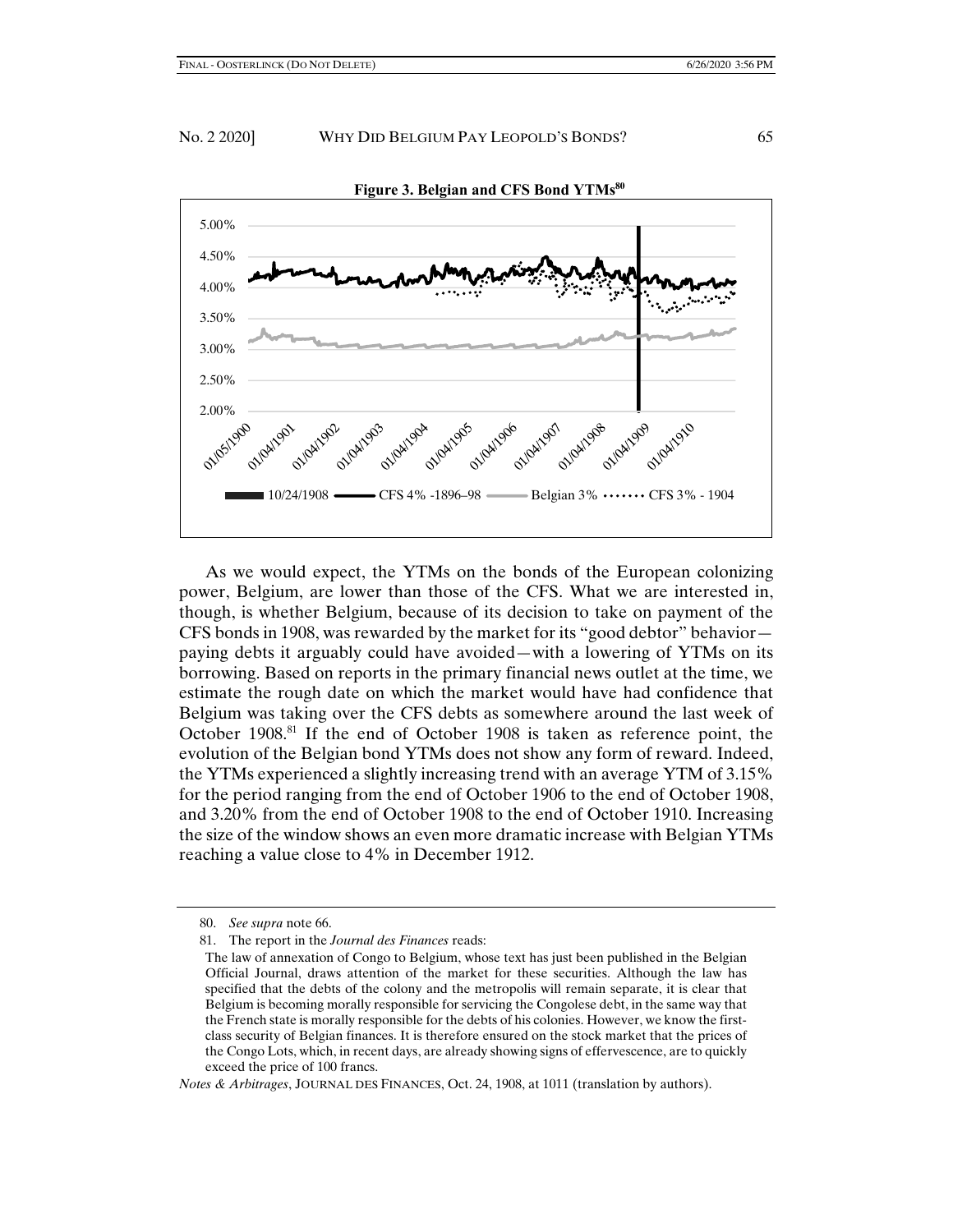**Figure 3. Belgian and CFS Bond YTMs[80]**

As we would expect, the YTMs on the bonds of the European colonizing power, Belgium, are lower than those of the CFS. What we are interested in, though, is whether Belgium, because of its decision to take on payment of the CFS bonds in 1908, was rewarded by the market for its "good debtor" behavior—paying debts it arguably could have avoided—with a lowering of YTMs on its borrowing. Based on reports in the primary financial news outlet at the time, we estimate the rough date on which the market would have had confidence that Belgium was taking over the CFS debts as somewhere around the last week of October 1908.[81] If the end of October 1908 is taken as reference point, the evolution of the Belgian bond YTMs does not show any form of reward. Indeed, the YTMs experienced a slightly increasing trend with an average YTM of 3.15% for the period ranging from the end of October 1906 to the end of October 1908, and 3.20% from the end of October 1908 to the end of October 1910. Increasing the size of the window shows an even more dramatic increase with Belgian YTMs reaching a value close to 4% in December 1912.

---

80. *See supra* note 66.

81. The report in the *Journal des Finances* reads:

> The law of annexation of Congo to Belgium, whose text has just been published in the Belgian Official Journal, draws attention of the market for these securities. Although the law has specified that the debts of the colony and the metropolis will remain separate, it is clear that Belgium is becoming morally responsible for servicing the Congolese debt, in the same way that the French state is morally responsible for the debts of his colonies. However, we know the first-class security of Belgian finances. It is therefore ensured on the stock market that the prices of the Congo Lots, which, in recent days, are already showing signs of effervescence, are to quickly exceed the price of 100 francs.

*Notes & Arbitrages*, JOURNAL DES FINANCES, Oct. 24, 1908, at 1011 (translation by authors).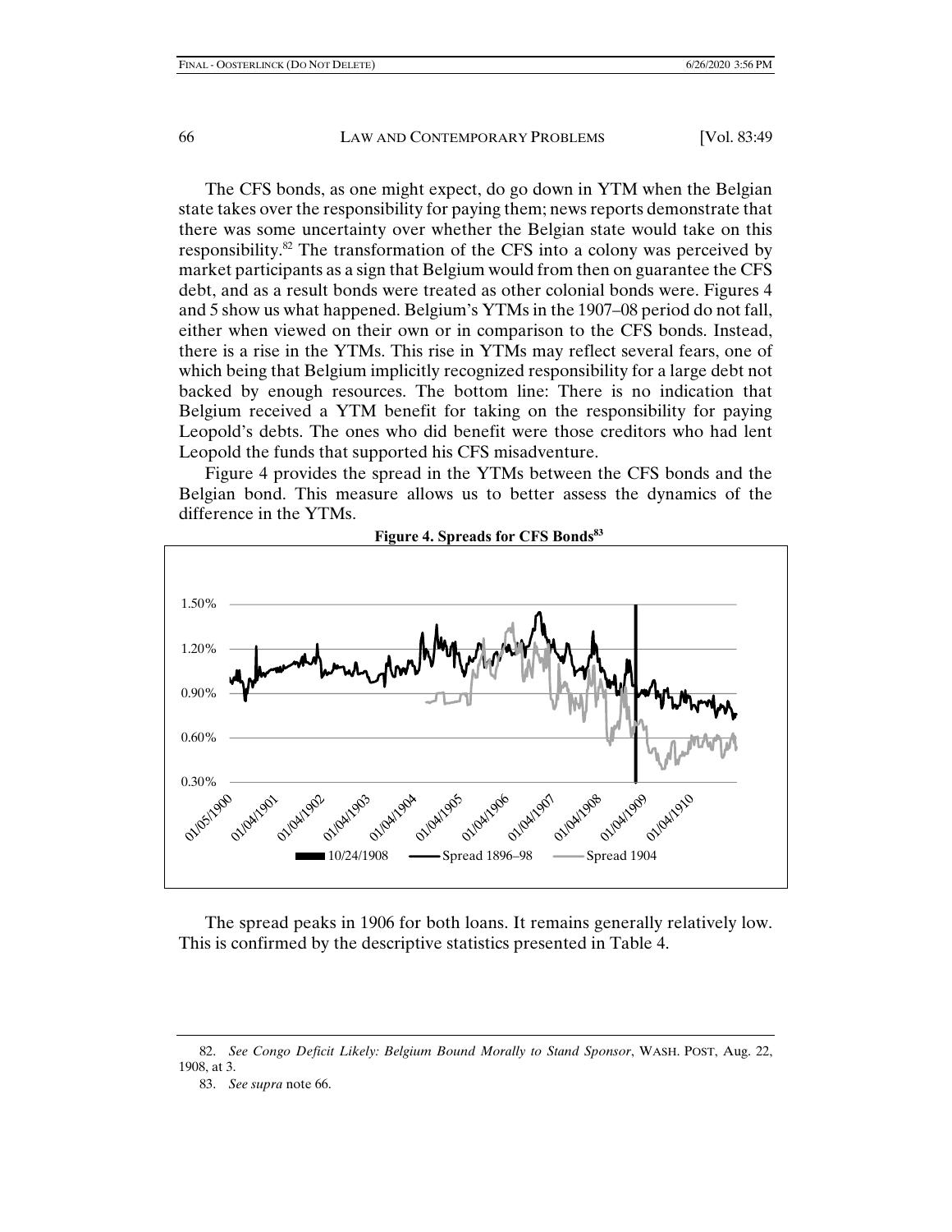The CFS bonds, as one might expect, do go down in YTM when the Belgian state takes over the responsibility for paying them; news reports demonstrate that there was some uncertainty over whether the Belgian state would take on this responsibility.[82] The transformation of the CFS into a colony was perceived by market participants as a sign that Belgium would from then on guarantee the CFS debt, and as a result bonds were treated as other colonial bonds were. Figures 4 and 5 show us what happened. Belgium's YTMs in the 1907–08 period do not fall, either when viewed on their own or in comparison to the CFS bonds. Instead, there is a rise in the YTMs. This rise in YTMs may reflect several fears, one of which being that Belgium implicitly recognized responsibility for a large debt not backed by enough resources. The bottom line: There is no indication that Belgium received a YTM benefit for taking on the responsibility for paying Leopold's debts. The ones who did benefit were those creditors who had lent Leopold the funds that supported his CFS misadventure.

Figure 4 provides the spread in the YTMs between the CFS bonds and the Belgian bond. This measure allows us to better assess the dynamics of the difference in the YTMs.

**Figure 4. Spreads for CFS Bonds**[83]

The spread peaks in 1906 for both loans. It remains generally relatively low. This is confirmed by the descriptive statistics presented in Table 4.

---

82. *See Congo Deficit Likely: Belgium Bound Morally to Stand Sponsor*, WASH. POST, Aug. 22, 1908, at 3.

83. *See supra* note 66.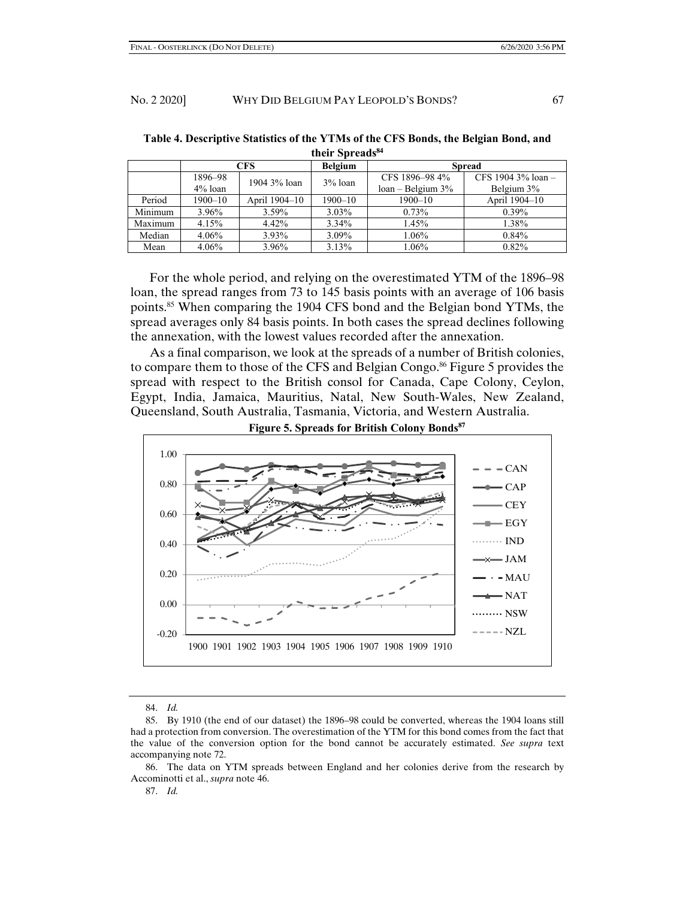**Table 4. Descriptive Statistics of the YTMs of the CFS Bonds, the Belgian Bond, and their Spreads[84]**

| | CFS | | Belgium | Spread | |
|---|---|---|---|---|---|
| | 1896–98 4% loan | 1904 3% loan | 3% loan | CFS 1896–98 4% loan – Belgium 3% | CFS 1904 3% loan – Belgium 3% |
| Period | 1900–10 | April 1904–10 | 1900–10 | 1900–10 | April 1904–10 |
| Minimum | 3.96% | 3.59% | 3.03% | 0.73% | 0.39% |
| Maximum | 4.15% | 4.42% | 3.34% | 1.45% | 1.38% |
| Median | 4.06% | 3.93% | 3.09% | 1.06% | 0.84% |
| Mean | 4.06% | 3.96% | 3.13% | 1.06% | 0.82% |

For the whole period, and relying on the overestimated YTM of the 1896–98 loan, the spread ranges from 73 to 145 basis points with an average of 106 basis points.[85] When comparing the 1904 CFS bond and the Belgian bond YTMs, the spread averages only 84 basis points. In both cases the spread declines following the annexation, with the lowest values recorded after the annexation.

As a final comparison, we look at the spreads of a number of British colonies, to compare them to those of the CFS and Belgian Congo.[86] Figure 5 provides the spread with respect to the British consol for Canada, Cape Colony, Ceylon, Egypt, India, Jamaica, Mauritius, Natal, New South-Wales, New Zealand, Queensland, South Australia, Tasmania, Victoria, and Western Australia.

**Figure 5. Spreads for British Colony Bonds[87]**

---

84. *Id.*

85. By 1910 (the end of our dataset) the 1896–98 could be converted, whereas the 1904 loans still had a protection from conversion. The overestimation of the YTM for this bond comes from the fact that the value of the conversion option for the bond cannot be accurately estimated. *See supra* text accompanying note 72.

86. The data on YTM spreads between England and her colonies derive from the research by Accominotti et al., *supra* note 46.

87. *Id.*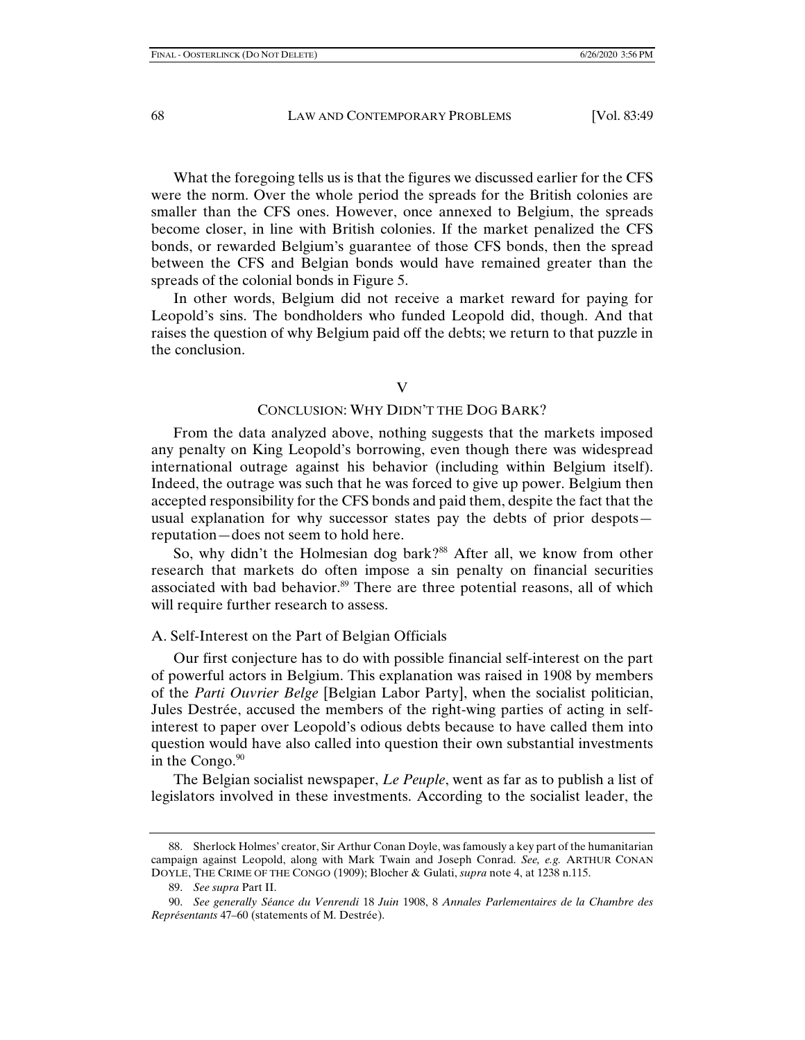What the foregoing tells us is that the figures we discussed earlier for the CFS were the norm. Over the whole period the spreads for the British colonies are smaller than the CFS ones. However, once annexed to Belgium, the spreads become closer, in line with British colonies. If the market penalized the CFS bonds, or rewarded Belgium's guarantee of those CFS bonds, then the spread between the CFS and Belgian bonds would have remained greater than the spreads of the colonial bonds in Figure 5.

In other words, Belgium did not receive a market reward for paying for Leopold's sins. The bondholders who funded Leopold did, though. And that raises the question of why Belgium paid off the debts; we return to that puzzle in the conclusion.

## V

## CONCLUSION: WHY DIDN'T THE DOG BARK?

From the data analyzed above, nothing suggests that the markets imposed any penalty on King Leopold's borrowing, even though there was widespread international outrage against his behavior (including within Belgium itself). Indeed, the outrage was such that he was forced to give up power. Belgium then accepted responsibility for the CFS bonds and paid them, despite the fact that the usual explanation for why successor states pay the debts of prior despots—reputation—does not seem to hold here.

So, why didn't the Holmesian dog bark?[88] After all, we know from other research that markets do often impose a sin penalty on financial securities associated with bad behavior.[89] There are three potential reasons, all of which will require further research to assess.

### A. Self-Interest on the Part of Belgian Officials

Our first conjecture has to do with possible financial self-interest on the part of powerful actors in Belgium. This explanation was raised in 1908 by members of the *Parti Ouvrier Belge* [Belgian Labor Party], when the socialist politician, Jules Destrée, accused the members of the right-wing parties of acting in self-interest to paper over Leopold's odious debts because to have called them into question would have also called into question their own substantial investments in the Congo.[90]

The Belgian socialist newspaper, *Le Peuple*, went as far as to publish a list of legislators involved in these investments. According to the socialist leader, the

---

88. Sherlock Holmes' creator, Sir Arthur Conan Doyle, was famously a key part of the humanitarian campaign against Leopold, along with Mark Twain and Joseph Conrad. *See, e.g.* ARTHUR CONAN DOYLE, THE CRIME OF THE CONGO (1909); Blocher & Gulati, *supra* note 4, at 1238 n.115.

89. *See supra* Part II.

90. *See generally Séance du Venrendi* 18 *Juin* 1908, 8 *Annales Parlementaires de la Chambre des Représentants* 47–60 (statements of M. Destrée).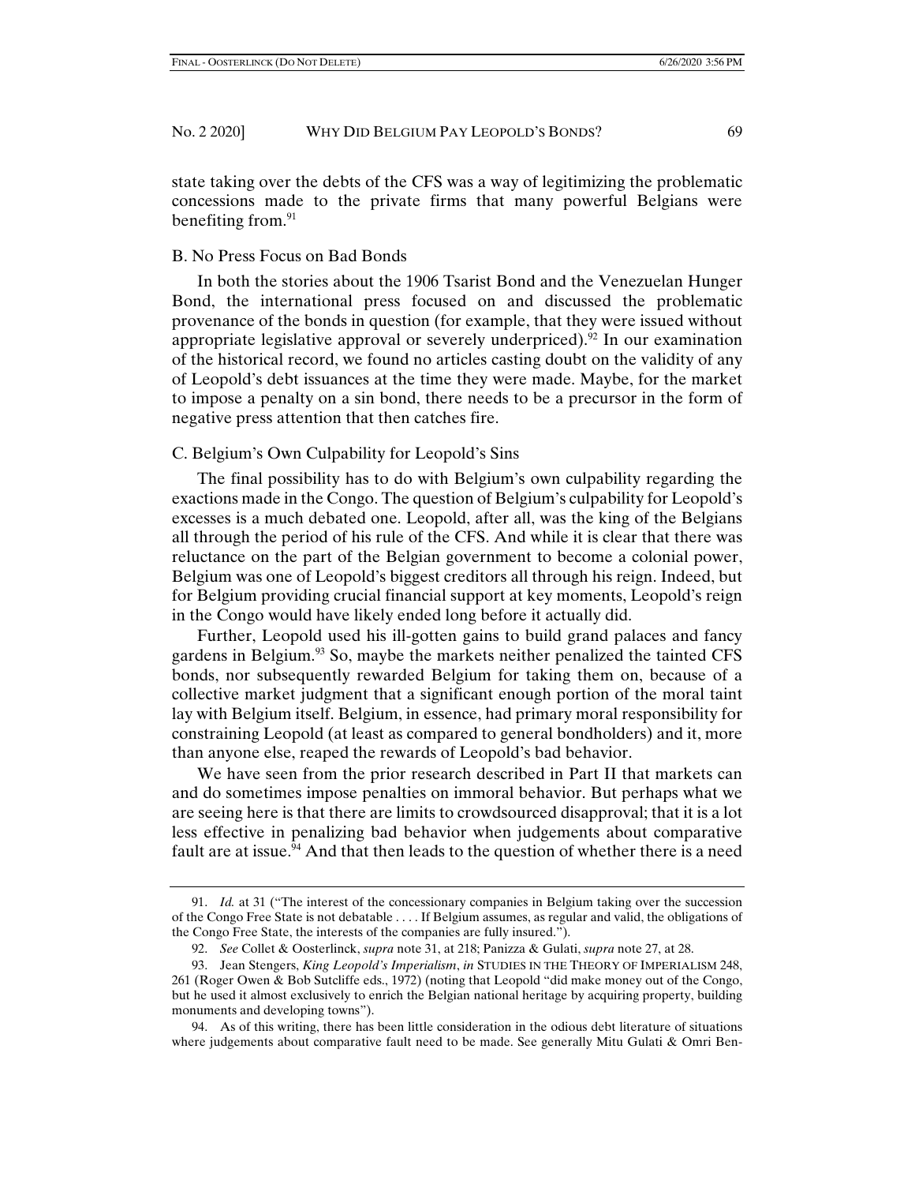state taking over the debts of the CFS was a way of legitimizing the problematic concessions made to the private firms that many powerful Belgians were benefiting from.[91]

## B. No Press Focus on Bad Bonds

In both the stories about the 1906 Tsarist Bond and the Venezuelan Hunger Bond, the international press focused on and discussed the problematic provenance of the bonds in question (for example, that they were issued without appropriate legislative approval or severely underpriced).[92] In our examination of the historical record, we found no articles casting doubt on the validity of any of Leopold's debt issuances at the time they were made. Maybe, for the market to impose a penalty on a sin bond, there needs to be a precursor in the form of negative press attention that then catches fire.

## C. Belgium's Own Culpability for Leopold's Sins

The final possibility has to do with Belgium's own culpability regarding the exactions made in the Congo. The question of Belgium's culpability for Leopold's excesses is a much debated one. Leopold, after all, was the king of the Belgians all through the period of his rule of the CFS. And while it is clear that there was reluctance on the part of the Belgian government to become a colonial power, Belgium was one of Leopold's biggest creditors all through his reign. Indeed, but for Belgium providing crucial financial support at key moments, Leopold's reign in the Congo would have likely ended long before it actually did.

Further, Leopold used his ill-gotten gains to build grand palaces and fancy gardens in Belgium.[93] So, maybe the markets neither penalized the tainted CFS bonds, nor subsequently rewarded Belgium for taking them on, because of a collective market judgment that a significant enough portion of the moral taint lay with Belgium itself. Belgium, in essence, had primary moral responsibility for constraining Leopold (at least as compared to general bondholders) and it, more than anyone else, reaped the rewards of Leopold's bad behavior.

We have seen from the prior research described in Part II that markets can and do sometimes impose penalties on immoral behavior. But perhaps what we are seeing here is that there are limits to crowdsourced disapproval; that it is a lot less effective in penalizing bad behavior when judgements about comparative fault are at issue.[94] And that then leads to the question of whether there is a need

---

91. *Id.* at 31 ("The interest of the concessionary companies in Belgium taking over the succession of the Congo Free State is not debatable . . . . If Belgium assumes, as regular and valid, the obligations of the Congo Free State, the interests of the companies are fully insured.").

92. *See* Collet & Oosterlinck, *supra* note 31, at 218; Panizza & Gulati, *supra* note 27, at 28.

93. Jean Stengers, *King Leopold's Imperialism*, *in* STUDIES IN THE THEORY OF IMPERIALISM 248, 261 (Roger Owen & Bob Sutcliffe eds., 1972) (noting that Leopold "did make money out of the Congo, but he used it almost exclusively to enrich the Belgian national heritage by acquiring property, building monuments and developing towns").

94. As of this writing, there has been little consideration in the odious debt literature of situations where judgements about comparative fault need to be made. See generally Mitu Gulati & Omri Ben-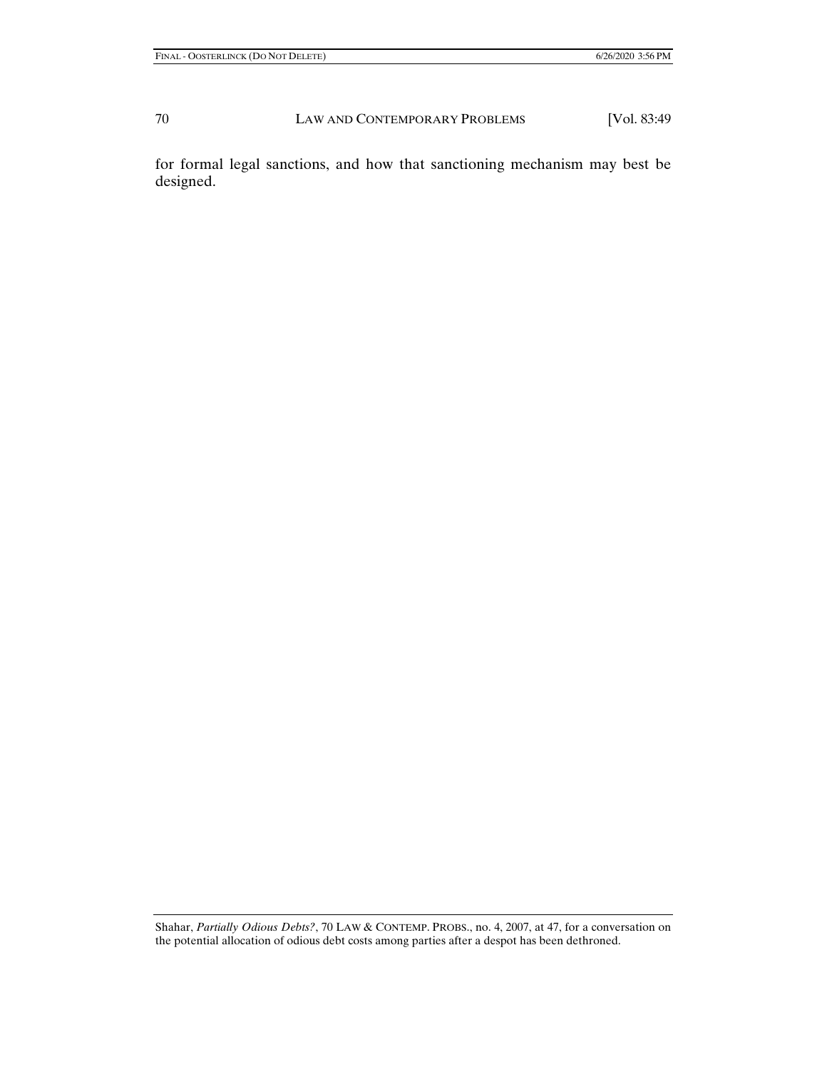for formal legal sanctions, and how that sanctioning mechanism may best be designed.

Shahar, *Partially Odious Debts?*, 70 LAW & CONTEMP. PROBS., no. 4, 2007, at 47, for a conversation on the potential allocation of odious debt costs among parties after a despot has been dethroned.